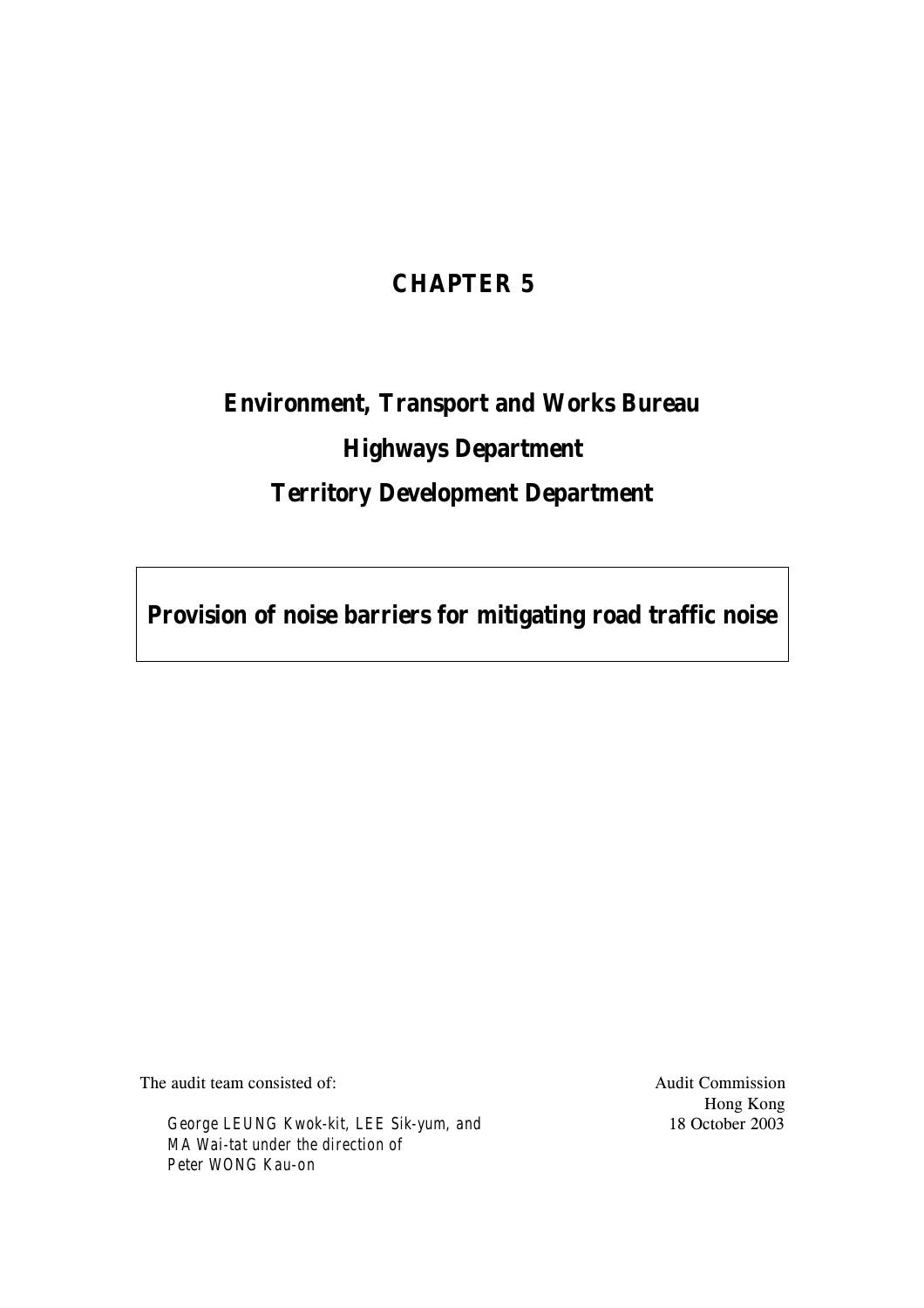# CHAPTER 5

## Environment, Transport and Works Bureau

## Highways Department

## Territory Development Department

**Provision of noise barriers for mitigating road traffic noise**

The audit team consisted of:

*George LEUNG Kwok-kit, LEE Sik-yum, and MA Wai-tat under the direction of Peter WONG Kau-on*

Audit Commission
Hong Kong
18 October 2003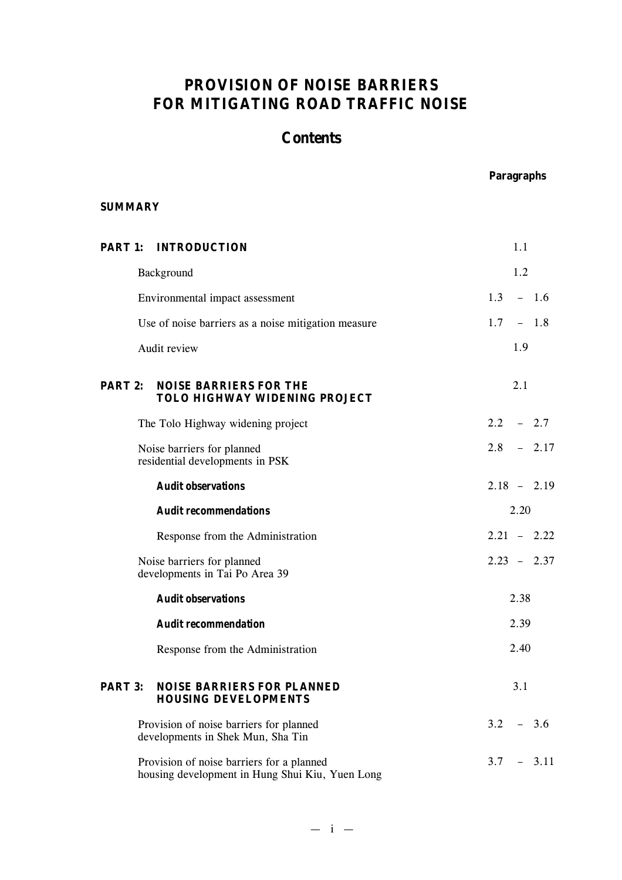# PROVISION OF NOISE BARRIERS FOR MITIGATING ROAD TRAFFIC NOISE

## Contents

| | Paragraphs |
|---|---|
| **SUMMARY** | |
| **PART 1: INTRODUCTION** | 1.1 |
| Background | 1.2 |
| Environmental impact assessment | 1.3 – 1.6 |
| Use of noise barriers as a noise mitigation measure | 1.7 – 1.8 |
| Audit review | 1.9 |
| **PART 2: NOISE BARRIERS FOR THE TOLO HIGHWAY WIDENING PROJECT** | 2.1 |
| The Tolo Highway widening project | 2.2 – 2.7 |
| Noise barriers for planned residential developments in PSK | 2.8 – 2.17 |
| ***Audit observations*** | 2.18 – 2.19 |
| ***Audit recommendations*** | 2.20 |
| Response from the Administration | 2.21 – 2.22 |
| Noise barriers for planned developments in Tai Po Area 39 | 2.23 – 2.37 |
| ***Audit observations*** | 2.38 |
| ***Audit recommendation*** | 2.39 |
| Response from the Administration | 2.40 |
| **PART 3: NOISE BARRIERS FOR PLANNED HOUSING DEVELOPMENTS** | 3.1 |
| Provision of noise barriers for planned developments in Shek Mun, Sha Tin | 3.2 – 3.6 |
| Provision of noise barriers for a planned housing development in Hung Shui Kiu, Yuen Long | 3.7 – 3.11 |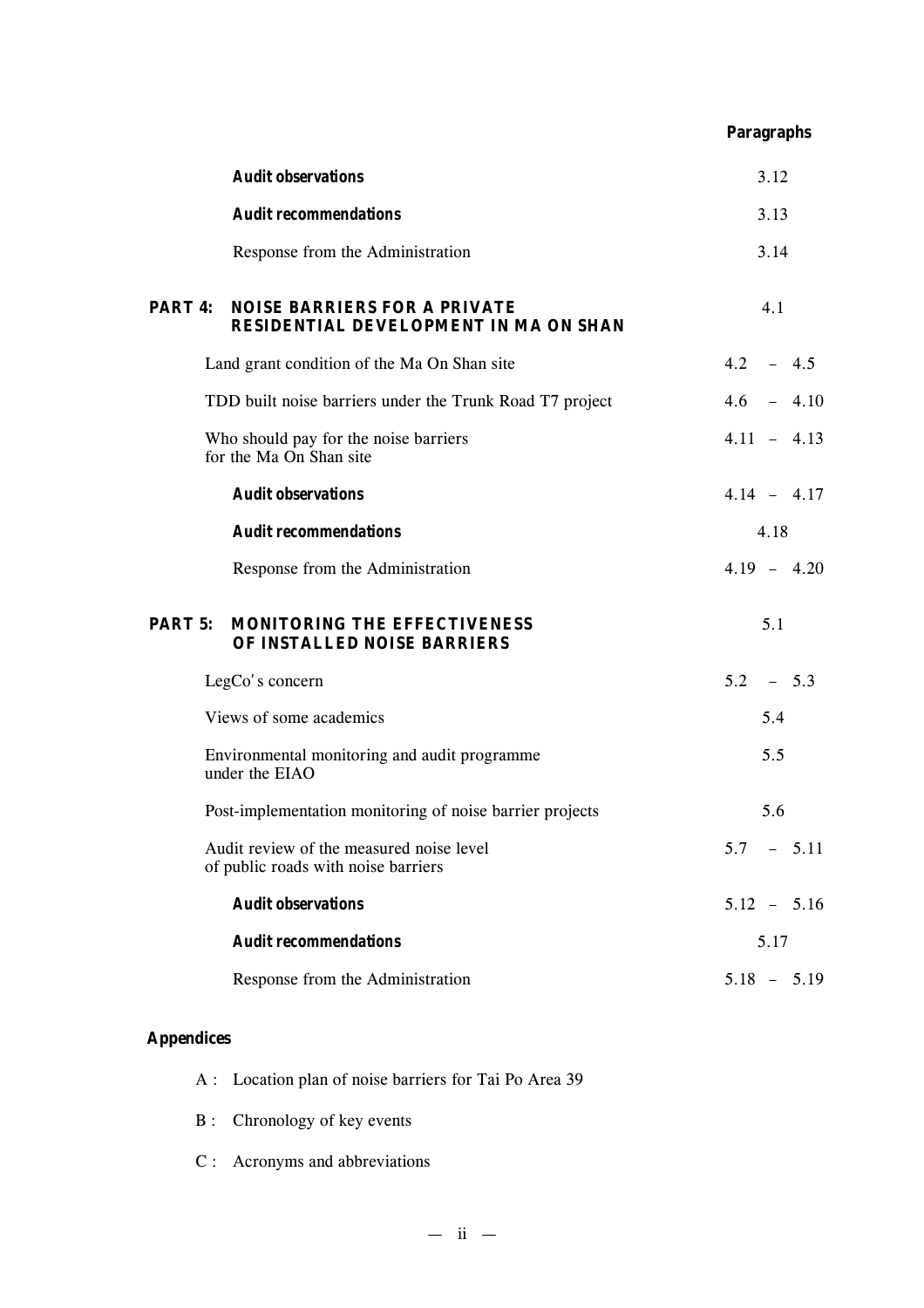| | Paragraphs |
|---|---|
| ***Audit observations*** | 3.12 |
| ***Audit recommendations*** | 3.13 |
| Response from the Administration | 3.14 |
| **PART 4: NOISE BARRIERS FOR A PRIVATE RESIDENTIAL DEVELOPMENT IN MA ON SHAN** | 4.1 |
| Land grant condition of the Ma On Shan site | 4.2 – 4.5 |
| TDD built noise barriers under the Trunk Road T7 project | 4.6 – 4.10 |
| Who should pay for the noise barriers for the Ma On Shan site | 4.11 – 4.13 |
| ***Audit observations*** | 4.14 – 4.17 |
| ***Audit recommendations*** | 4.18 |
| Response from the Administration | 4.19 – 4.20 |
| **PART 5: MONITORING THE EFFECTIVENESS OF INSTALLED NOISE BARRIERS** | 5.1 |
| LegCo's concern | 5.2 – 5.3 |
| Views of some academics | 5.4 |
| Environmental monitoring and audit programme under the EIAO | 5.5 |
| Post-implementation monitoring of noise barrier projects | 5.6 |
| Audit review of the measured noise level of public roads with noise barriers | 5.7 – 5.11 |
| ***Audit observations*** | 5.12 – 5.16 |
| ***Audit recommendations*** | 5.17 |
| Response from the Administration | 5.18 – 5.19 |

**Appendices**

- A : Location plan of noise barriers for Tai Po Area 39
- B : Chronology of key events
- C : Acronyms and abbreviations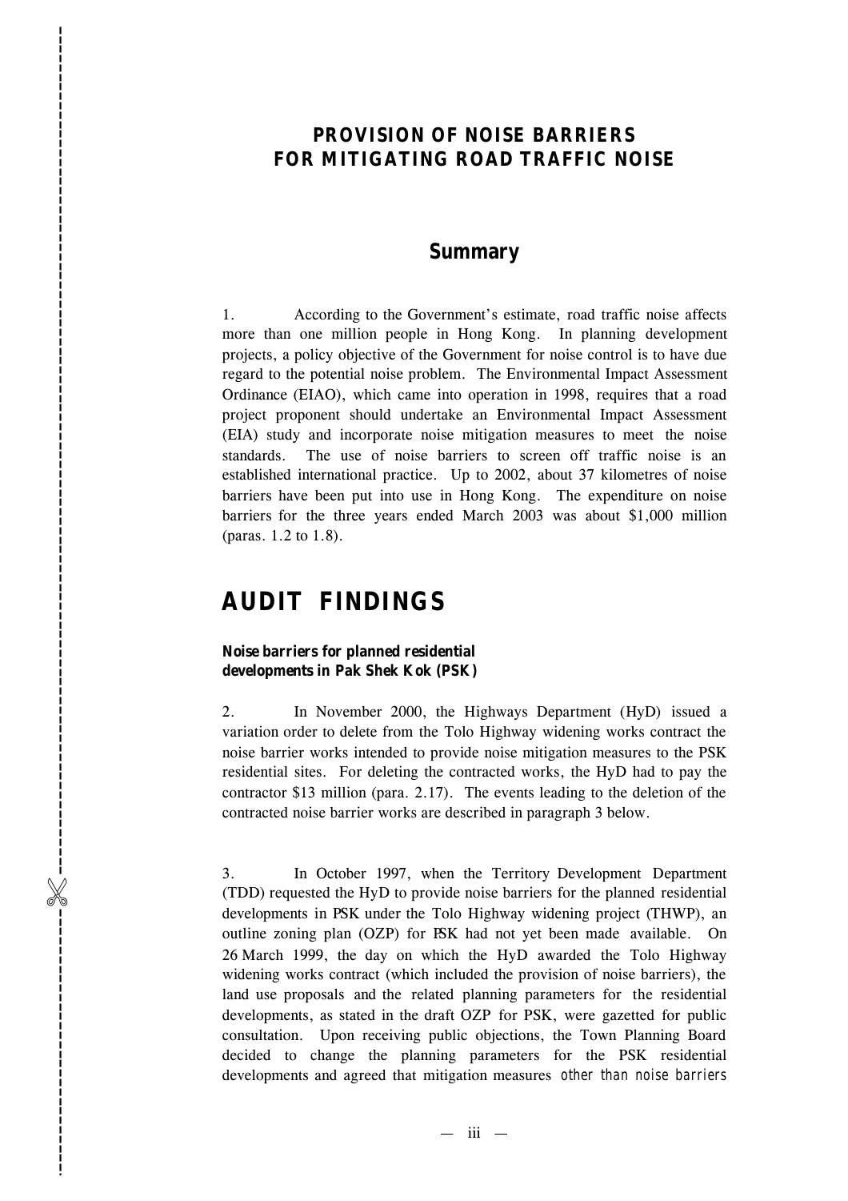# PROVISION OF NOISE BARRIERS FOR MITIGATING ROAD TRAFFIC NOISE

## Summary

1. According to the Government's estimate, road traffic noise affects more than one million people in Hong Kong. In planning development projects, a policy objective of the Government for noise control is to have due regard to the potential noise problem. The Environmental Impact Assessment Ordinance (EIAO), which came into operation in 1998, requires that a road project proponent should undertake an Environmental Impact Assessment (EIA) study and incorporate noise mitigation measures to meet the noise standards. The use of noise barriers to screen off traffic noise is an established international practice. Up to 2002, about 37 kilometres of noise barriers have been put into use in Hong Kong. The expenditure on noise barriers for the three years ended March 2003 was about $1,000 million (paras. 1.2 to 1.8).

# AUDIT FINDINGS

**Noise barriers for planned residential developments in Pak Shek Kok (PSK)**

2. In November 2000, the Highways Department (HyD) issued a variation order to delete from the Tolo Highway widening works contract the noise barrier works intended to provide noise mitigation measures to the PSK residential sites. For deleting the contracted works, the HyD had to pay the contractor $13 million (para. 2.17). The events leading to the deletion of the contracted noise barrier works are described in paragraph 3 below.

3. In October 1997, when the Territory Development Department (TDD) requested the HyD to provide noise barriers for the planned residential developments in PSK under the Tolo Highway widening project (THWP), an outline zoning plan (OZP) for PSK had not yet been made available. On 26 March 1999, the day on which the HyD awarded the Tolo Highway widening works contract (which included the provision of noise barriers), the land use proposals and the related planning parameters for the residential developments, as stated in the draft OZP for PSK, were gazetted for public consultation. Upon receiving public objections, the Town Planning Board decided to change the planning parameters for the PSK residential developments and agreed that mitigation measures *other than noise barriers*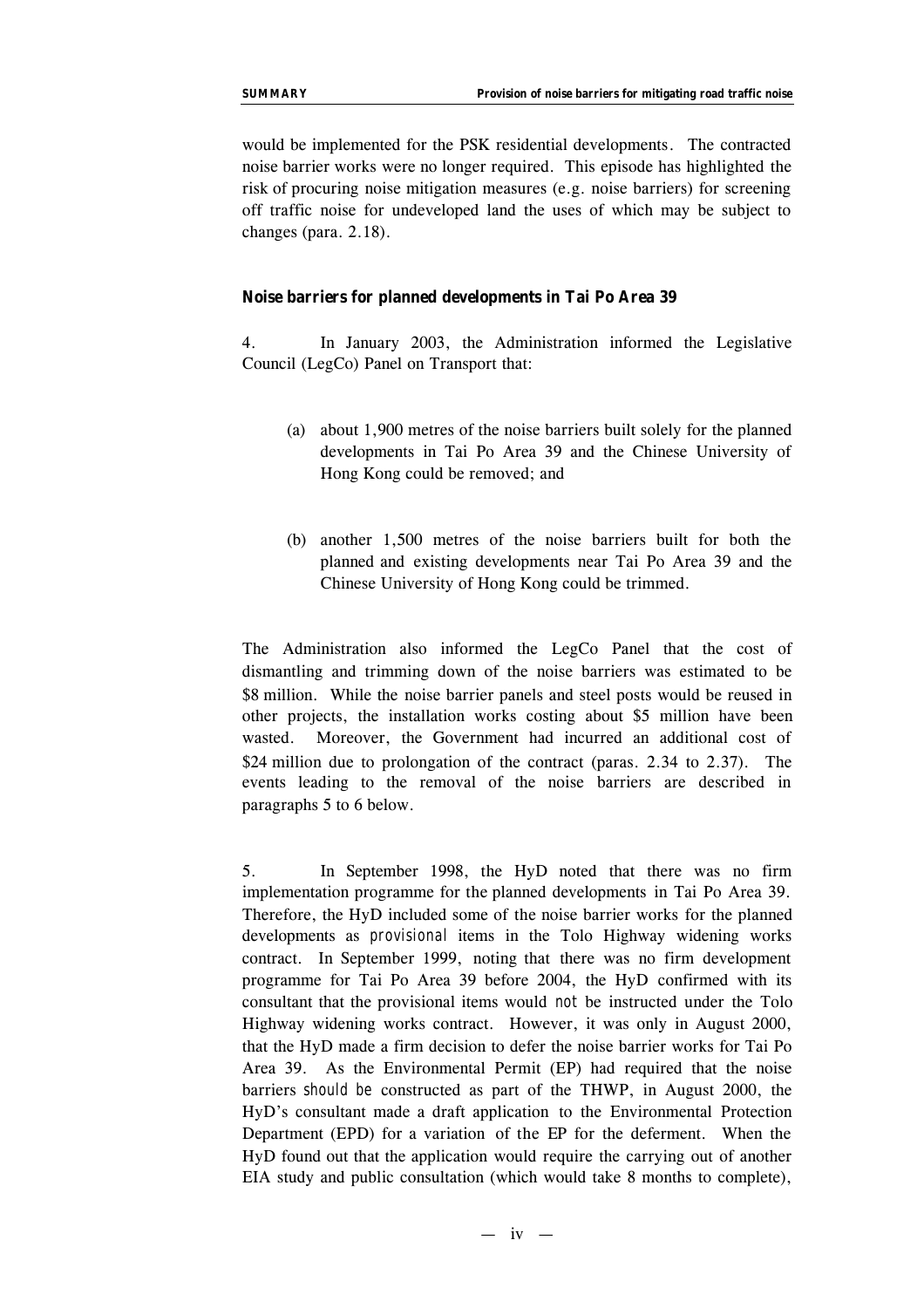would be implemented for the PSK residential developments. The contracted noise barrier works were no longer required. This episode has highlighted the risk of procuring noise mitigation measures (e.g. noise barriers) for screening off traffic noise for undeveloped land the uses of which may be subject to changes (para. 2.18).

**Noise barriers for planned developments in Tai Po Area 39**

4. In January 2003, the Administration informed the Legislative Council (LegCo) Panel on Transport that:

(a) about 1,900 metres of the noise barriers built solely for the planned developments in Tai Po Area 39 and the Chinese University of Hong Kong could be removed; and

(b) another 1,500 metres of the noise barriers built for both the planned and existing developments near Tai Po Area 39 and the Chinese University of Hong Kong could be trimmed.

The Administration also informed the LegCo Panel that the cost of dismantling and trimming down of the noise barriers was estimated to be $8 million. While the noise barrier panels and steel posts would be reused in other projects, the installation works costing about $5 million have been wasted. Moreover, the Government had incurred an additional cost of $24 million due to prolongation of the contract (paras. 2.34 to 2.37). The events leading to the removal of the noise barriers are described in paragraphs 5 to 6 below.

5. In September 1998, the HyD noted that there was no firm implementation programme for the planned developments in Tai Po Area 39. Therefore, the HyD included some of the noise barrier works for the planned developments as *provisional* items in the Tolo Highway widening works contract. In September 1999, noting that there was no firm development programme for Tai Po Area 39 before 2004, the HyD confirmed with its consultant that the provisional items would *not* be instructed under the Tolo Highway widening works contract. However, it was only in August 2000, that the HyD made a firm decision to defer the noise barrier works for Tai Po Area 39. As the Environmental Permit (EP) had required that the noise barriers *should be* constructed as part of the THWP, in August 2000, the HyD's consultant made a draft application to the Environmental Protection Department (EPD) for a variation of the EP for the deferment. When the HyD found out that the application would require the carrying out of another EIA study and public consultation (which would take 8 months to complete),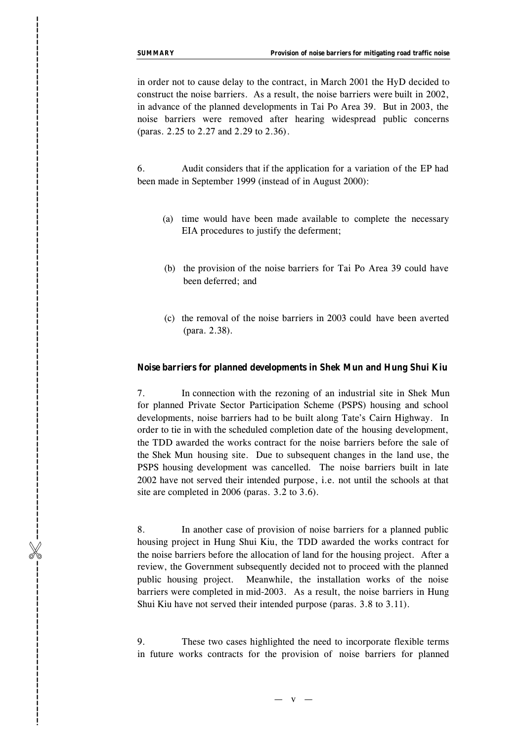in order not to cause delay to the contract, in March 2001 the HyD decided to construct the noise barriers. As a result, the noise barriers were built in 2002, in advance of the planned developments in Tai Po Area 39. But in 2003, the noise barriers were removed after hearing widespread public concerns (paras. 2.25 to 2.27 and 2.29 to 2.36).

6. Audit considers that if the application for a variation of the EP had been made in September 1999 (instead of in August 2000):

(a) time would have been made available to complete the necessary EIA procedures to justify the deferment;

(b) the provision of the noise barriers for Tai Po Area 39 could have been deferred; and

(c) the removal of the noise barriers in 2003 could have been averted (para. 2.38).

**Noise barriers for planned developments in Shek Mun and Hung Shui Kiu**

7. In connection with the rezoning of an industrial site in Shek Mun for planned Private Sector Participation Scheme (PSPS) housing and school developments, noise barriers had to be built along Tate's Cairn Highway. In order to tie in with the scheduled completion date of the housing development, the TDD awarded the works contract for the noise barriers before the sale of the Shek Mun housing site. Due to subsequent changes in the land use, the PSPS housing development was cancelled. The noise barriers built in late 2002 have not served their intended purpose, i.e. not until the schools at that site are completed in 2006 (paras. 3.2 to 3.6).

8. In another case of provision of noise barriers for a planned public housing project in Hung Shui Kiu, the TDD awarded the works contract for the noise barriers before the allocation of land for the housing project. After a review, the Government subsequently decided not to proceed with the planned public housing project. Meanwhile, the installation works of the noise barriers were completed in mid-2003. As a result, the noise barriers in Hung Shui Kiu have not served their intended purpose (paras. 3.8 to 3.11).

9. These two cases highlighted the need to incorporate flexible terms in future works contracts for the provision of noise barriers for planned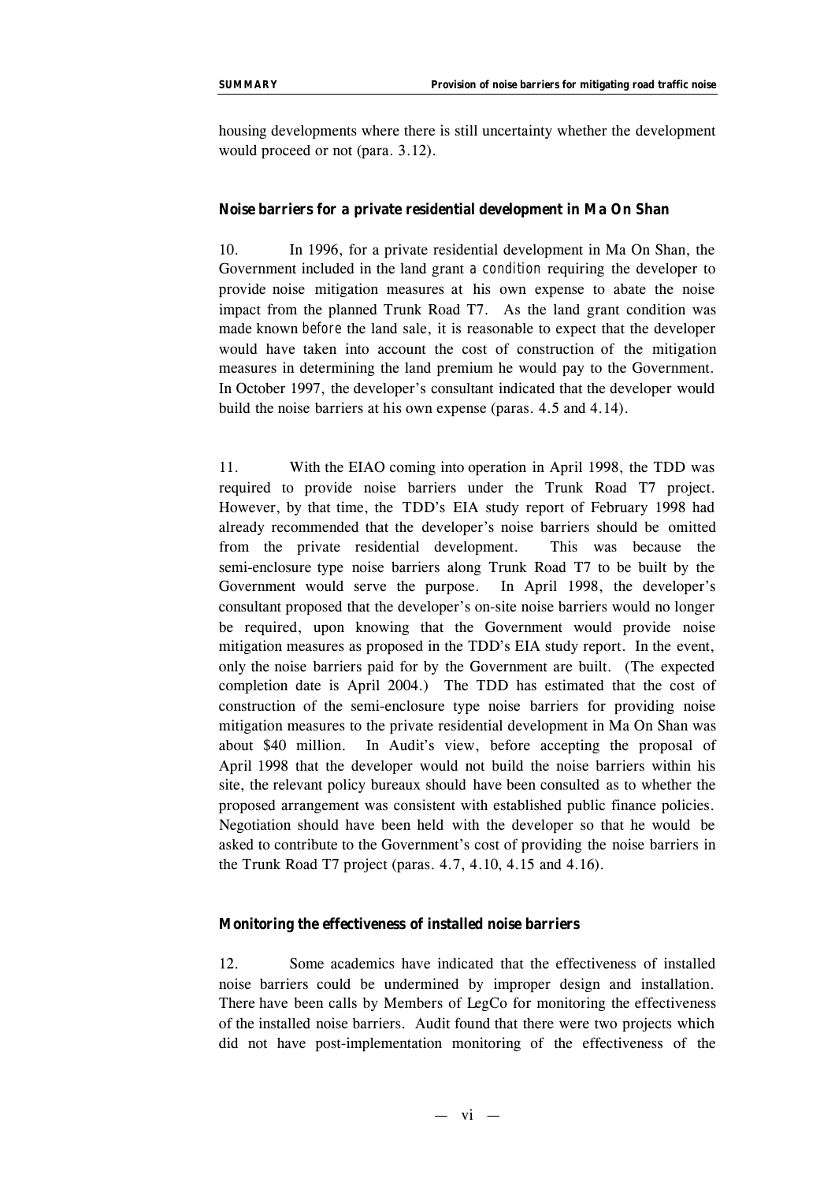housing developments where there is still uncertainty whether the development would proceed or not (para. 3.12).

**Noise barriers for a private residential development in Ma On Shan**

10. In 1996, for a private residential development in Ma On Shan, the Government included in the land grant *a condition* requiring the developer to provide noise mitigation measures at his own expense to abate the noise impact from the planned Trunk Road T7. As the land grant condition was made known *before* the land sale, it is reasonable to expect that the developer would have taken into account the cost of construction of the mitigation measures in determining the land premium he would pay to the Government. In October 1997, the developer's consultant indicated that the developer would build the noise barriers at his own expense (paras. 4.5 and 4.14).

11. With the EIAO coming into operation in April 1998, the TDD was required to provide noise barriers under the Trunk Road T7 project. However, by that time, the TDD's EIA study report of February 1998 had already recommended that the developer's noise barriers should be omitted from the private residential development. This was because the semi-enclosure type noise barriers along Trunk Road T7 to be built by the Government would serve the purpose. In April 1998, the developer's consultant proposed that the developer's on-site noise barriers would no longer be required, upon knowing that the Government would provide noise mitigation measures as proposed in the TDD's EIA study report. In the event, only the noise barriers paid for by the Government are built. (The expected completion date is April 2004.) The TDD has estimated that the cost of construction of the semi-enclosure type noise barriers for providing noise mitigation measures to the private residential development in Ma On Shan was about $40 million. In Audit's view, before accepting the proposal of April 1998 that the developer would not build the noise barriers within his site, the relevant policy bureaux should have been consulted as to whether the proposed arrangement was consistent with established public finance policies. Negotiation should have been held with the developer so that he would be asked to contribute to the Government's cost of providing the noise barriers in the Trunk Road T7 project (paras. 4.7, 4.10, 4.15 and 4.16).

**Monitoring the effectiveness of installed noise barriers**

12. Some academics have indicated that the effectiveness of installed noise barriers could be undermined by improper design and installation. There have been calls by Members of LegCo for monitoring the effectiveness of the installed noise barriers. Audit found that there were two projects which did not have post-implementation monitoring of the effectiveness of the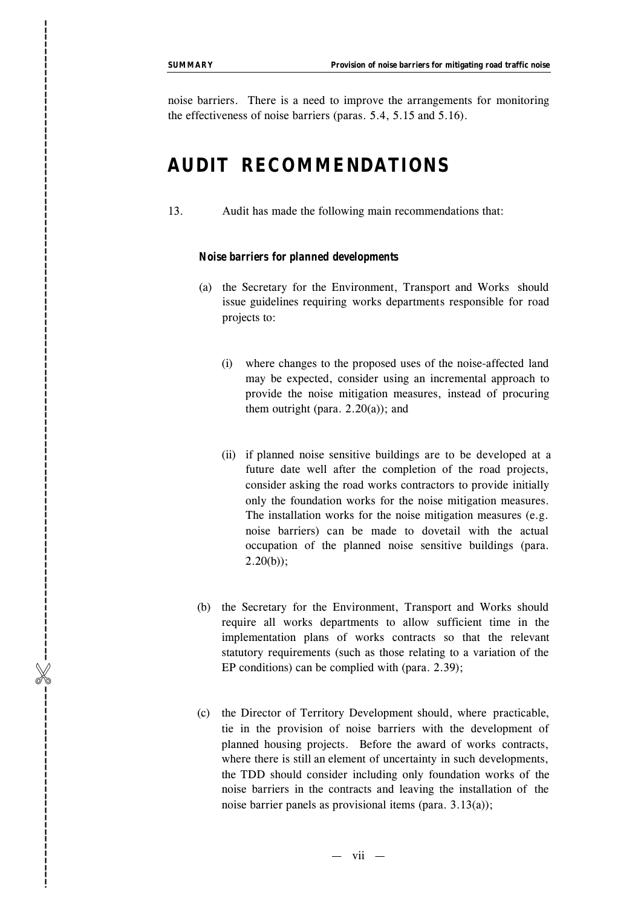noise barriers. There is a need to improve the arrangements for monitoring the effectiveness of noise barriers (paras. 5.4, 5.15 and 5.16).

## AUDIT RECOMMENDATIONS

13. Audit has made the following main recommendations that:

**Noise barriers for planned developments**

(a) the Secretary for the Environment, Transport and Works should issue guidelines requiring works departments responsible for road projects to:

   (i) where changes to the proposed uses of the noise-affected land may be expected, consider using an incremental approach to provide the noise mitigation measures, instead of procuring them outright (para. 2.20(a)); and

   (ii) if planned noise sensitive buildings are to be developed at a future date well after the completion of the road projects, consider asking the road works contractors to provide initially only the foundation works for the noise mitigation measures. The installation works for the noise mitigation measures (e.g. noise barriers) can be made to dovetail with the actual occupation of the planned noise sensitive buildings (para. 2.20(b));

(b) the Secretary for the Environment, Transport and Works should require all works departments to allow sufficient time in the implementation plans of works contracts so that the relevant statutory requirements (such as those relating to a variation of the EP conditions) can be complied with (para. 2.39);

(c) the Director of Territory Development should, where practicable, tie in the provision of noise barriers with the development of planned housing projects. Before the award of works contracts, where there is still an element of uncertainty in such developments, the TDD should consider including only foundation works of the noise barriers in the contracts and leaving the installation of the noise barrier panels as provisional items (para. 3.13(a));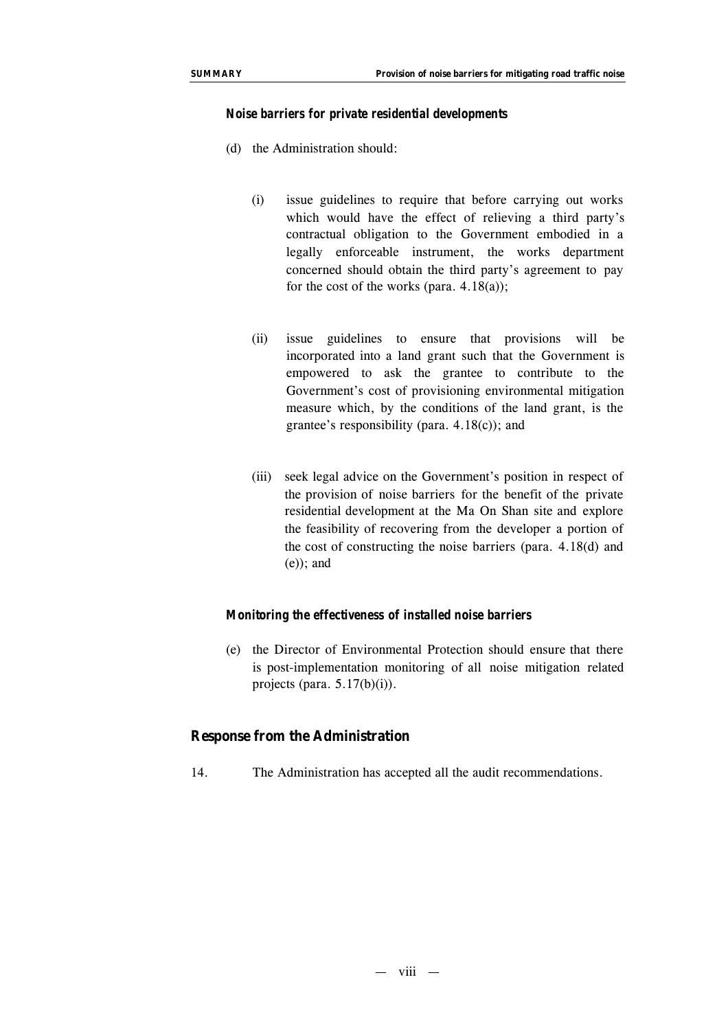***Noise barriers for private residential developments***

(d) the Administration should:

(i) issue guidelines to require that before carrying out works which would have the effect of relieving a third party's contractual obligation to the Government embodied in a legally enforceable instrument, the works department concerned should obtain the third party's agreement to pay for the cost of the works (para. 4.18(a));

(ii) issue guidelines to ensure that provisions will be incorporated into a land grant such that the Government is empowered to ask the grantee to contribute to the Government's cost of provisioning environmental mitigation measure which, by the conditions of the land grant, is the grantee's responsibility (para. 4.18(c)); and

(iii) seek legal advice on the Government's position in respect of the provision of noise barriers for the benefit of the private residential development at the Ma On Shan site and explore the feasibility of recovering from the developer a portion of the cost of constructing the noise barriers (para. 4.18(d) and (e)); and

***Monitoring the effectiveness of installed noise barriers***

(e) the Director of Environmental Protection should ensure that there is post-implementation monitoring of all noise mitigation related projects (para. 5.17(b)(i)).

### Response from the Administration

14. The Administration has accepted all the audit recommendations.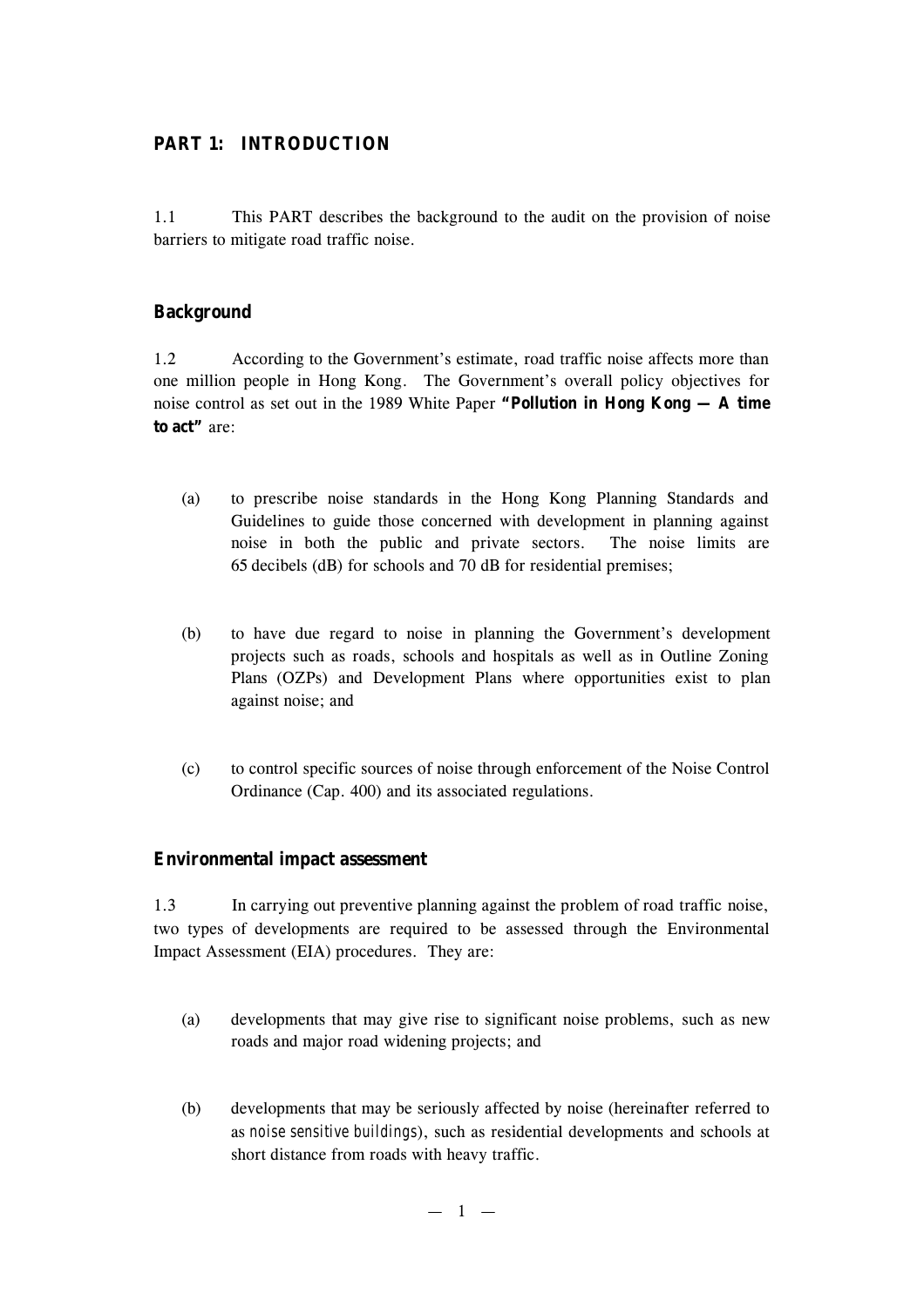## PART 1: INTRODUCTION

1.1 This PART describes the background to the audit on the provision of noise barriers to mitigate road traffic noise.

### Background

1.2 According to the Government's estimate, road traffic noise affects more than one million people in Hong Kong. The Government's overall policy objectives for noise control as set out in the 1989 White Paper **"Pollution in Hong Kong — A time to act"** are:

(a) to prescribe noise standards in the Hong Kong Planning Standards and Guidelines to guide those concerned with development in planning against noise in both the public and private sectors. The noise limits are 65 decibels (dB) for schools and 70 dB for residential premises;

(b) to have due regard to noise in planning the Government's development projects such as roads, schools and hospitals as well as in Outline Zoning Plans (OZPs) and Development Plans where opportunities exist to plan against noise; and

(c) to control specific sources of noise through enforcement of the Noise Control Ordinance (Cap. 400) and its associated regulations.

### Environmental impact assessment

1.3 In carrying out preventive planning against the problem of road traffic noise, two types of developments are required to be assessed through the Environmental Impact Assessment (EIA) procedures. They are:

(a) developments that may give rise to significant noise problems, such as new roads and major road widening projects; and

(b) developments that may be seriously affected by noise (hereinafter referred to as *noise sensitive buildings*), such as residential developments and schools at short distance from roads with heavy traffic.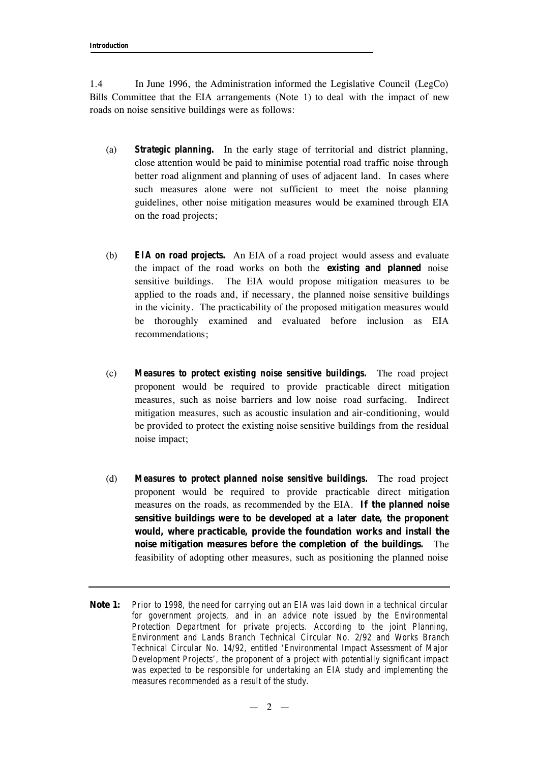1.4 In June 1996, the Administration informed the Legislative Council (LegCo) Bills Committee that the EIA arrangements (Note 1) to deal with the impact of new roads on noise sensitive buildings were as follows:

(a) ***Strategic planning.*** In the early stage of territorial and district planning, close attention would be paid to minimise potential road traffic noise through better road alignment and planning of uses of adjacent land. In cases where such measures alone were not sufficient to meet the noise planning guidelines, other noise mitigation measures would be examined through EIA on the road projects;

(b) ***EIA on road projects.*** An EIA of a road project would assess and evaluate the impact of the road works on both the **existing and planned** noise sensitive buildings. The EIA would propose mitigation measures to be applied to the roads and, if necessary, the planned noise sensitive buildings in the vicinity. The practicability of the proposed mitigation measures would be thoroughly examined and evaluated before inclusion as EIA recommendations;

(c) ***Measures to protect existing noise sensitive buildings.*** The road project proponent would be required to provide practicable direct mitigation measures, such as noise barriers and low noise road surfacing. Indirect mitigation measures, such as acoustic insulation and air-conditioning, would be provided to protect the existing noise sensitive buildings from the residual noise impact;

(d) ***Measures to protect planned noise sensitive buildings.*** The road project proponent would be required to provide practicable direct mitigation measures on the roads, as recommended by the EIA. **If the planned noise sensitive buildings were to be developed at a later date, the proponent would, where practicable, provide the foundation works and install the noise mitigation measures before the completion of the buildings.** The feasibility of adopting other measures, such as positioning the planned noise

---

**Note 1:** *Prior to 1998, the need for carrying out an EIA was laid down in a technical circular for government projects, and in an advice note issued by the Environmental Protection Department for private projects. According to the joint Planning, Environment and Lands Branch Technical Circular No. 2/92 and Works Branch Technical Circular No. 14/92, entitled 'Environmental Impact Assessment of Major Development Projects', the proponent of a project with potentially significant impact was expected to be responsible for undertaking an EIA study and implementing the measures recommended as a result of the study.*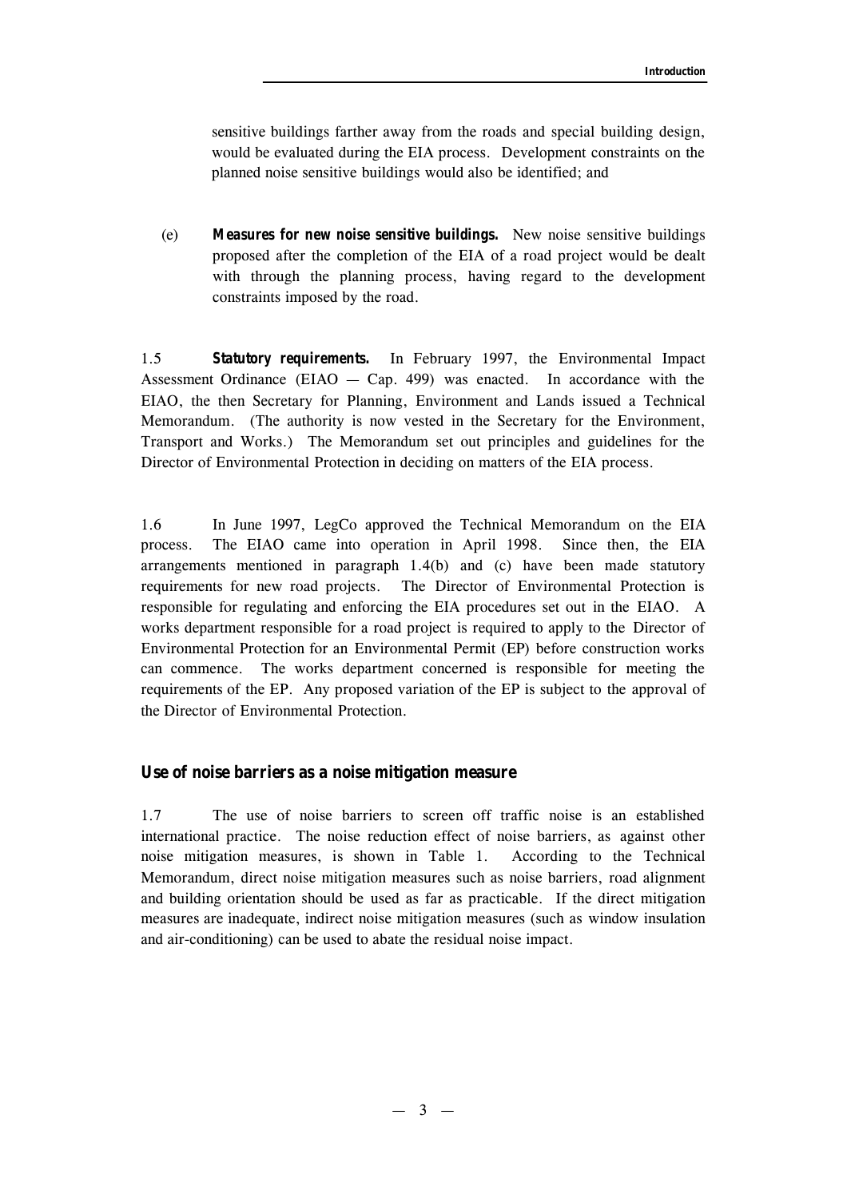sensitive buildings farther away from the roads and special building design, would be evaluated during the EIA process. Development constraints on the planned noise sensitive buildings would also be identified; and

(e) ***Measures for new noise sensitive buildings.*** New noise sensitive buildings proposed after the completion of the EIA of a road project would be dealt with through the planning process, having regard to the development constraints imposed by the road.

1.5 ***Statutory requirements.*** In February 1997, the Environmental Impact Assessment Ordinance (EIAO — Cap. 499) was enacted. In accordance with the EIAO, the then Secretary for Planning, Environment and Lands issued a Technical Memorandum. (The authority is now vested in the Secretary for the Environment, Transport and Works.) The Memorandum set out principles and guidelines for the Director of Environmental Protection in deciding on matters of the EIA process.

1.6 In June 1997, LegCo approved the Technical Memorandum on the EIA process. The EIAO came into operation in April 1998. Since then, the EIA arrangements mentioned in paragraph 1.4(b) and (c) have been made statutory requirements for new road projects. The Director of Environmental Protection is responsible for regulating and enforcing the EIA procedures set out in the EIAO. A works department responsible for a road project is required to apply to the Director of Environmental Protection for an Environmental Permit (EP) before construction works can commence. The works department concerned is responsible for meeting the requirements of the EP. Any proposed variation of the EP is subject to the approval of the Director of Environmental Protection.

## Use of noise barriers as a noise mitigation measure

1.7 The use of noise barriers to screen off traffic noise is an established international practice. The noise reduction effect of noise barriers, as against other noise mitigation measures, is shown in Table 1. According to the Technical Memorandum, direct noise mitigation measures such as noise barriers, road alignment and building orientation should be used as far as practicable. If the direct mitigation measures are inadequate, indirect noise mitigation measures (such as window insulation and air-conditioning) can be used to abate the residual noise impact.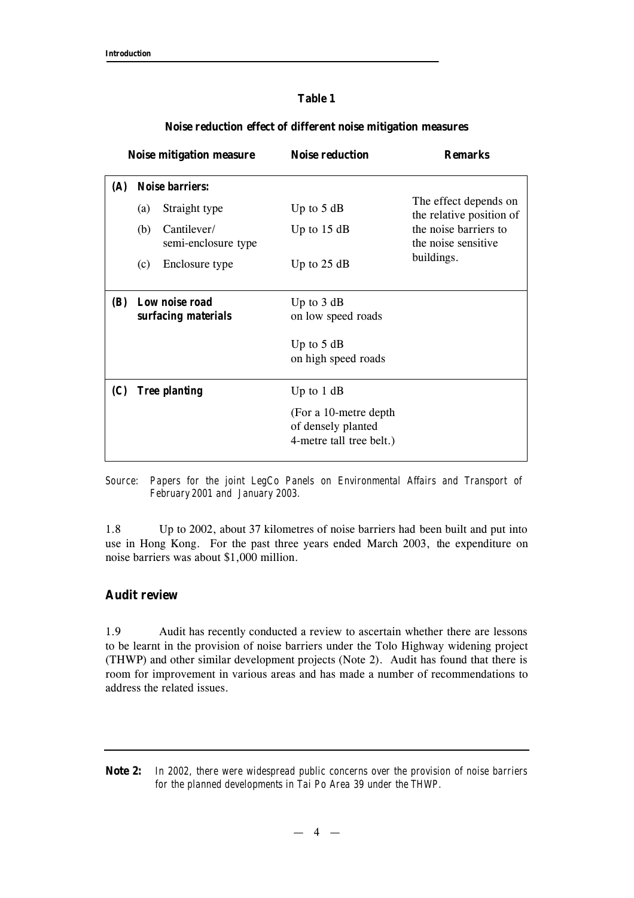**Table 1**

**Noise reduction effect of different noise mitigation measures**

| Noise mitigation measure | Noise reduction | Remarks |
|---|---|---|
| **(A) Noise barriers:** | | The effect depends on the relative position of the noise barriers to the noise sensitive buildings. |
| (a) Straight type | Up to 5 dB | |
| (b) Cantilever/ semi-enclosure type | Up to 15 dB | |
| (c) Enclosure type | Up to 25 dB | |
| **(B) Low noise road surfacing materials** | Up to 3 dB on low speed roads<br><br>Up to 5 dB on high speed roads | |
| **(C) Tree planting** | Up to 1 dB<br><br>(For a 10-metre depth of densely planted 4-metre tall tree belt.) | |

*Source: Papers for the joint LegCo Panels on Environmental Affairs and Transport of February 2001 and January 2003.*

1.8 Up to 2002, about 37 kilometres of noise barriers had been built and put into use in Hong Kong. For the past three years ended March 2003, the expenditure on noise barriers was about $1,000 million.

## Audit review

1.9 Audit has recently conducted a review to ascertain whether there are lessons to be learnt in the provision of noise barriers under the Tolo Highway widening project (THWP) and other similar development projects (Note 2). Audit has found that there is room for improvement in various areas and has made a number of recommendations to address the related issues.

---

**Note 2:** *In 2002, there were widespread public concerns over the provision of noise barriers for the planned developments in Tai Po Area 39 under the THWP.*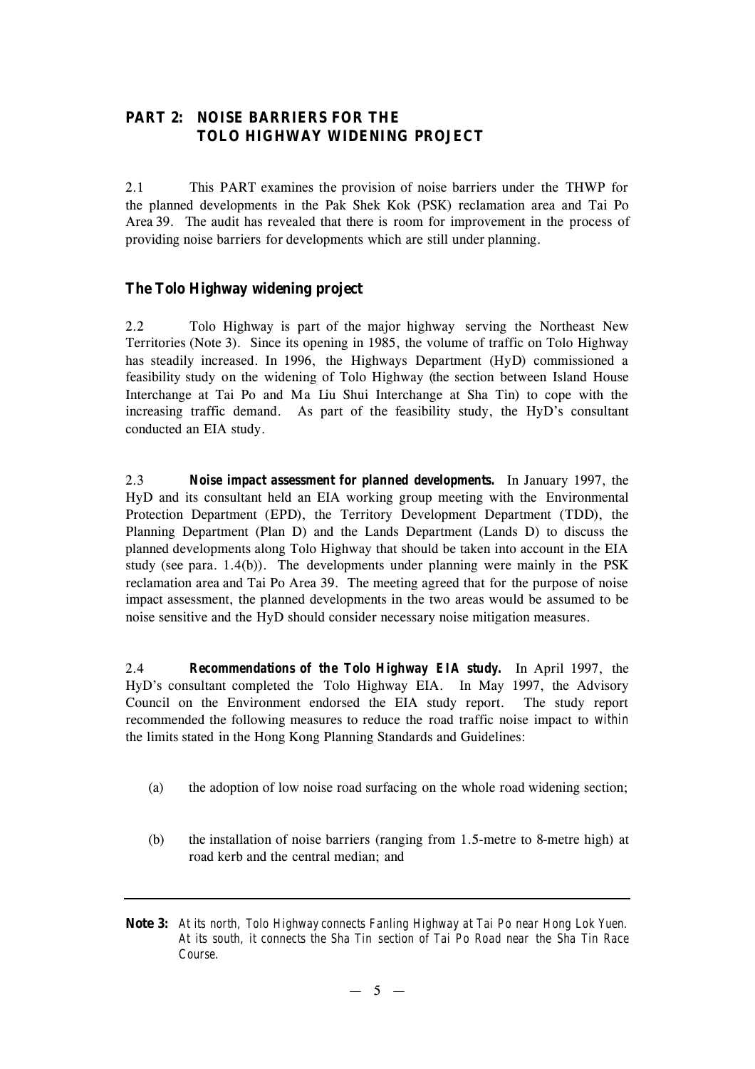## PART 2: NOISE BARRIERS FOR THE TOLO HIGHWAY WIDENING PROJECT

2.1 This PART examines the provision of noise barriers under the THWP for the planned developments in the Pak Shek Kok (PSK) reclamation area and Tai Po Area 39. The audit has revealed that there is room for improvement in the process of providing noise barriers for developments which are still under planning.

### The Tolo Highway widening project

2.2 Tolo Highway is part of the major highway serving the Northeast New Territories (Note 3). Since its opening in 1985, the volume of traffic on Tolo Highway has steadily increased. In 1996, the Highways Department (HyD) commissioned a feasibility study on the widening of Tolo Highway (the section between Island House Interchange at Tai Po and Ma Liu Shui Interchange at Sha Tin) to cope with the increasing traffic demand. As part of the feasibility study, the HyD's consultant conducted an EIA study.

2.3 **Noise impact assessment for planned developments.** In January 1997, the HyD and its consultant held an EIA working group meeting with the Environmental Protection Department (EPD), the Territory Development Department (TDD), the Planning Department (Plan D) and the Lands Department (Lands D) to discuss the planned developments along Tolo Highway that should be taken into account in the EIA study (see para. 1.4(b)). The developments under planning were mainly in the PSK reclamation area and Tai Po Area 39. The meeting agreed that for the purpose of noise impact assessment, the planned developments in the two areas would be assumed to be noise sensitive and the HyD should consider necessary noise mitigation measures.

2.4 **Recommendations of the Tolo Highway EIA study.** In April 1997, the HyD's consultant completed the Tolo Highway EIA. In May 1997, the Advisory Council on the Environment endorsed the EIA study report. The study report recommended the following measures to reduce the road traffic noise impact to *within* the limits stated in the Hong Kong Planning Standards and Guidelines:

(a) the adoption of low noise road surfacing on the whole road widening section;

(b) the installation of noise barriers (ranging from 1.5-metre to 8-metre high) at road kerb and the central median; and

---

**Note 3:** *At its north, Tolo Highway connects Fanling Highway at Tai Po near Hong Lok Yuen. At its south, it connects the Sha Tin section of Tai Po Road near the Sha Tin Race Course.*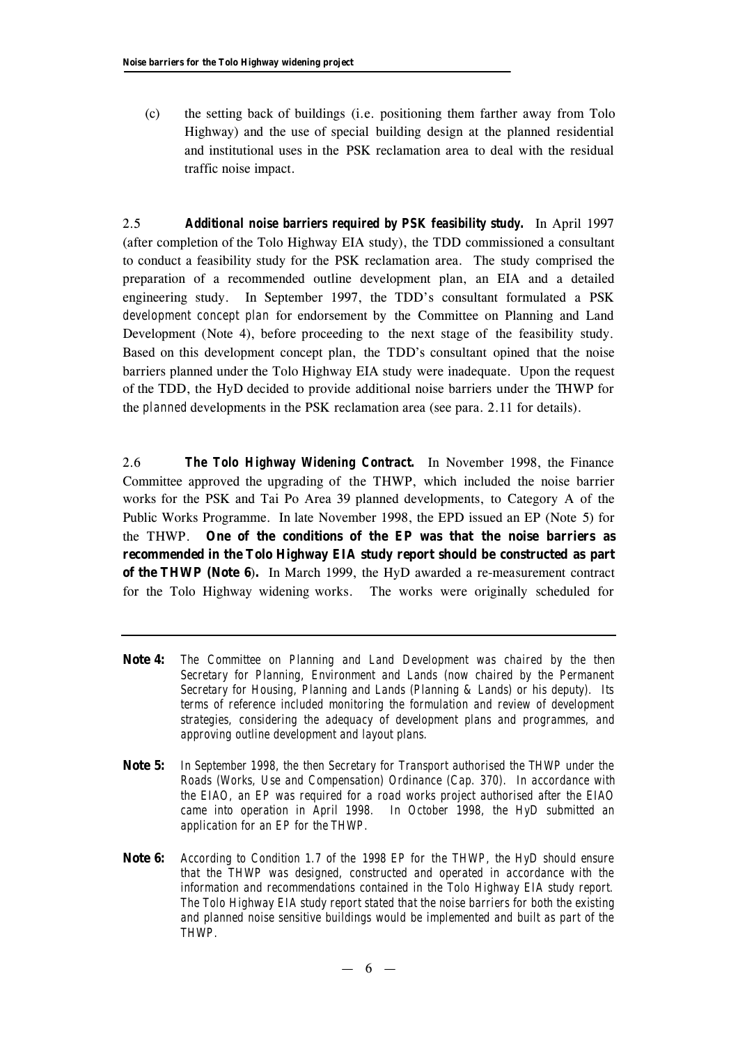(c) the setting back of buildings (i.e. positioning them farther away from Tolo Highway) and the use of special building design at the planned residential and institutional uses in the PSK reclamation area to deal with the residual traffic noise impact.

2.5 **Additional noise barriers required by PSK feasibility study.** In April 1997 (after completion of the Tolo Highway EIA study), the TDD commissioned a consultant to conduct a feasibility study for the PSK reclamation area. The study comprised the preparation of a recommended outline development plan, an EIA and a detailed engineering study. In September 1997, the TDD's consultant formulated a PSK *development concept plan* for endorsement by the Committee on Planning and Land Development (Note 4), before proceeding to the next stage of the feasibility study. Based on this development concept plan, the TDD's consultant opined that the noise barriers planned under the Tolo Highway EIA study were inadequate. Upon the request of the TDD, the HyD decided to provide additional noise barriers under the THWP for the *planned* developments in the PSK reclamation area (see para. 2.11 for details).

2.6 **The Tolo Highway Widening Contract.** In November 1998, the Finance Committee approved the upgrading of the THWP, which included the noise barrier works for the PSK and Tai Po Area 39 planned developments, to Category A of the Public Works Programme. In late November 1998, the EPD issued an EP (Note 5) for the THWP. **One of the conditions of the EP was that the noise barriers as recommended in the Tolo Highway EIA study report should be constructed as part of the THWP (Note 6).** In March 1999, the HyD awarded a re-measurement contract for the Tolo Highway widening works. The works were originally scheduled for

---

**Note 4:** *The Committee on Planning and Land Development was chaired by the then Secretary for Planning, Environment and Lands (now chaired by the Permanent Secretary for Housing, Planning and Lands (Planning & Lands) or his deputy). Its terms of reference included monitoring the formulation and review of development strategies, considering the adequacy of development plans and programmes, and approving outline development and layout plans.*

**Note 5:** *In September 1998, the then Secretary for Transport authorised the THWP under the Roads (Works, Use and Compensation) Ordinance (Cap. 370). In accordance with the EIAO, an EP was required for a road works project authorised after the EIAO came into operation in April 1998. In October 1998, the HyD submitted an application for an EP for the THWP.*

**Note 6:** *According to Condition 1.7 of the 1998 EP for the THWP, the HyD should ensure that the THWP was designed, constructed and operated in accordance with the information and recommendations contained in the Tolo Highway EIA study report. The Tolo Highway EIA study report stated that the noise barriers for both the existing and planned noise sensitive buildings would be implemented and built as part of the THWP.*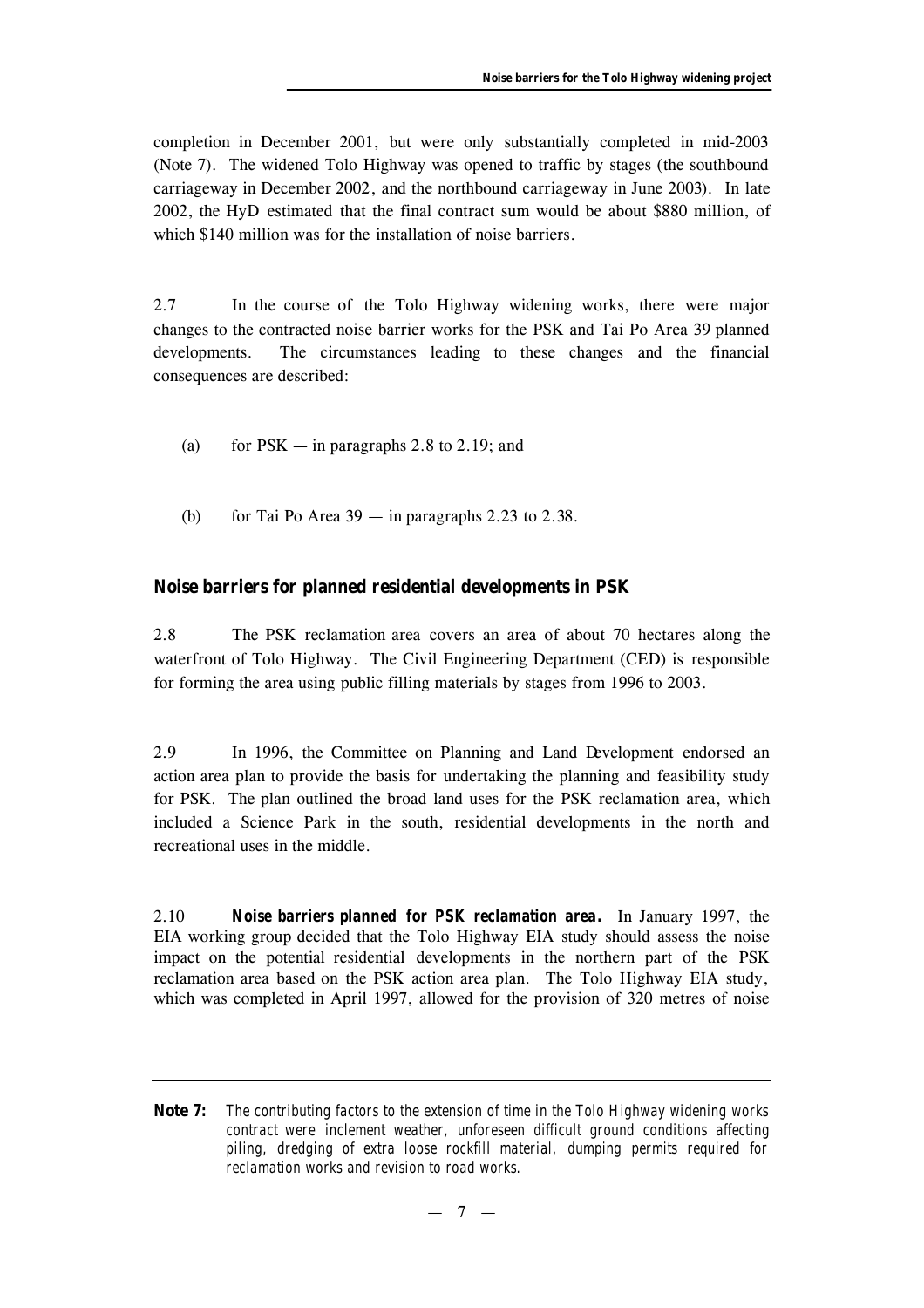completion in December 2001, but were only substantially completed in mid-2003 (Note 7). The widened Tolo Highway was opened to traffic by stages (the southbound carriageway in December 2002, and the northbound carriageway in June 2003). In late 2002, the HyD estimated that the final contract sum would be about $880 million, of which $140 million was for the installation of noise barriers.

2.7 In the course of the Tolo Highway widening works, there were major changes to the contracted noise barrier works for the PSK and Tai Po Area 39 planned developments. The circumstances leading to these changes and the financial consequences are described:

(a) for PSK — in paragraphs 2.8 to 2.19; and

(b) for Tai Po Area 39 — in paragraphs 2.23 to 2.38.

### Noise barriers for planned residential developments in PSK

2.8 The PSK reclamation area covers an area of about 70 hectares along the waterfront of Tolo Highway. The Civil Engineering Department (CED) is responsible for forming the area using public filling materials by stages from 1996 to 2003.

2.9 In 1996, the Committee on Planning and Land Development endorsed an action area plan to provide the basis for undertaking the planning and feasibility study for PSK. The plan outlined the broad land uses for the PSK reclamation area, which included a Science Park in the south, residential developments in the north and recreational uses in the middle.

2.10 **Noise barriers planned for PSK reclamation area.** In January 1997, the EIA working group decided that the Tolo Highway EIA study should assess the noise impact on the potential residential developments in the northern part of the PSK reclamation area based on the PSK action area plan. The Tolo Highway EIA study, which was completed in April 1997, allowed for the provision of 320 metres of noise

---

**Note 7:** *The contributing factors to the extension of time in the Tolo Highway widening works contract were inclement weather, unforeseen difficult ground conditions affecting piling, dredging of extra loose rockfill material, dumping permits required for reclamation works and revision to road works.*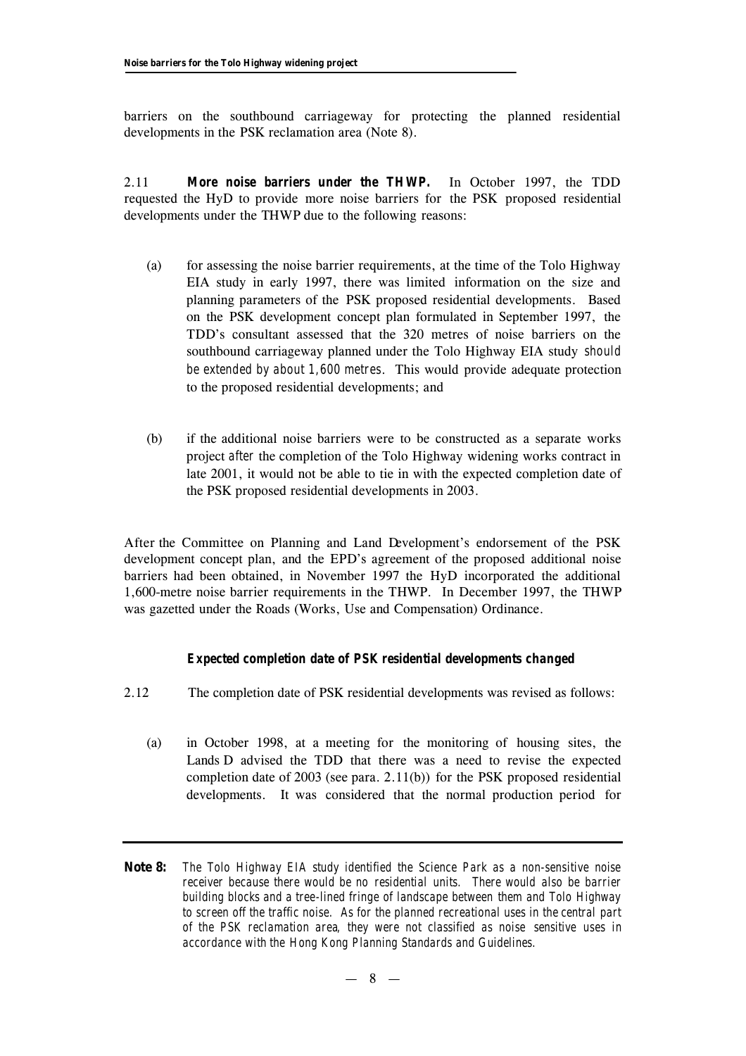barriers on the southbound carriageway for protecting the planned residential developments in the PSK reclamation area (Note 8).

2.11 **More noise barriers under the THWP.** In October 1997, the TDD requested the HyD to provide more noise barriers for the PSK proposed residential developments under the THWP due to the following reasons:

(a) for assessing the noise barrier requirements, at the time of the Tolo Highway EIA study in early 1997, there was limited information on the size and planning parameters of the PSK proposed residential developments. Based on the PSK development concept plan formulated in September 1997, the TDD's consultant assessed that the 320 metres of noise barriers on the southbound carriageway planned under the Tolo Highway EIA study *should be extended by about 1,600 metres*. This would provide adequate protection to the proposed residential developments; and

(b) if the additional noise barriers were to be constructed as a separate works project *after* the completion of the Tolo Highway widening works contract in late 2001, it would not be able to tie in with the expected completion date of the PSK proposed residential developments in 2003.

After the Committee on Planning and Land Development's endorsement of the PSK development concept plan, and the EPD's agreement of the proposed additional noise barriers had been obtained, in November 1997 the HyD incorporated the additional 1,600-metre noise barrier requirements in the THWP. In December 1997, the THWP was gazetted under the Roads (Works, Use and Compensation) Ordinance.

### Expected completion date of PSK residential developments changed

2.12 The completion date of PSK residential developments was revised as follows:

(a) in October 1998, at a meeting for the monitoring of housing sites, the Lands D advised the TDD that there was a need to revise the expected completion date of 2003 (see para. 2.11(b)) for the PSK proposed residential developments. It was considered that the normal production period for

---

**Note 8:** *The Tolo Highway EIA study identified the Science Park as a non-sensitive noise receiver because there would be no residential units. There would also be barrier building blocks and a tree-lined fringe of landscape between them and Tolo Highway to screen off the traffic noise. As for the planned recreational uses in the central part of the PSK reclamation area, they were not classified as noise sensitive uses in accordance with the Hong Kong Planning Standards and Guidelines.*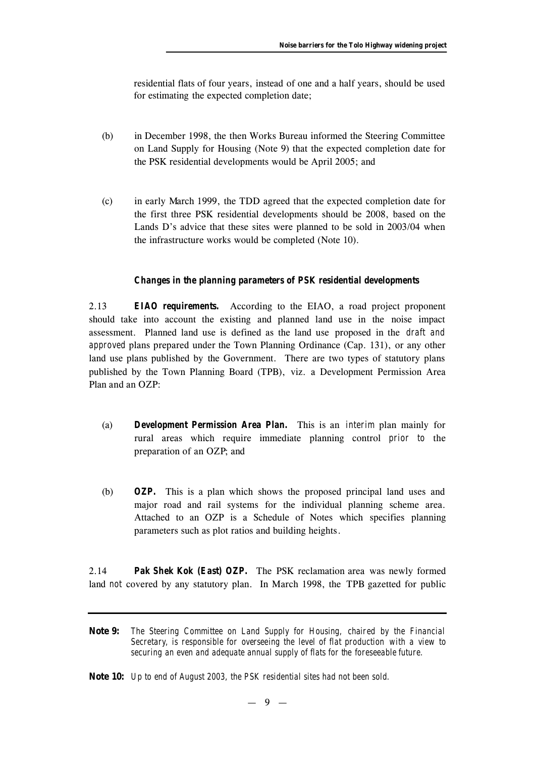residential flats of four years, instead of one and a half years, should be used for estimating the expected completion date;

(b) in December 1998, the then Works Bureau informed the Steering Committee on Land Supply for Housing (Note 9) that the expected completion date for the PSK residential developments would be April 2005; and

(c) in early March 1999, the TDD agreed that the expected completion date for the first three PSK residential developments should be 2008, based on the Lands D's advice that these sites were planned to be sold in 2003/04 when the infrastructure works would be completed (Note 10).

### *Changes in the planning parameters of PSK residential developments*

2.13 ***EIAO requirements.*** According to the EIAO, a road project proponent should take into account the existing and planned land use in the noise impact assessment. Planned land use is defined as the land use proposed in the *draft and approved* plans prepared under the Town Planning Ordinance (Cap. 131), or any other land use plans published by the Government. There are two types of statutory plans published by the Town Planning Board (TPB), viz. a Development Permission Area Plan and an OZP:

(a) ***Development Permission Area Plan.*** This is an *interim* plan mainly for rural areas which require immediate planning control *prior to* the preparation of an OZP; and

(b) ***OZP.*** This is a plan which shows the proposed principal land uses and major road and rail systems for the individual planning scheme area. Attached to an OZP is a Schedule of Notes which specifies planning parameters such as plot ratios and building heights.

2.14 ***Pak Shek Kok (East) OZP.*** The PSK reclamation area was newly formed land *not* covered by any statutory plan. In March 1998, the TPB gazetted for public

---

**Note 9:** *The Steering Committee on Land Supply for Housing, chaired by the Financial Secretary, is responsible for overseeing the level of flat production with a view to securing an even and adequate annual supply of flats for the foreseeable future.*

**Note 10:** *Up to end of August 2003, the PSK residential sites had not been sold.*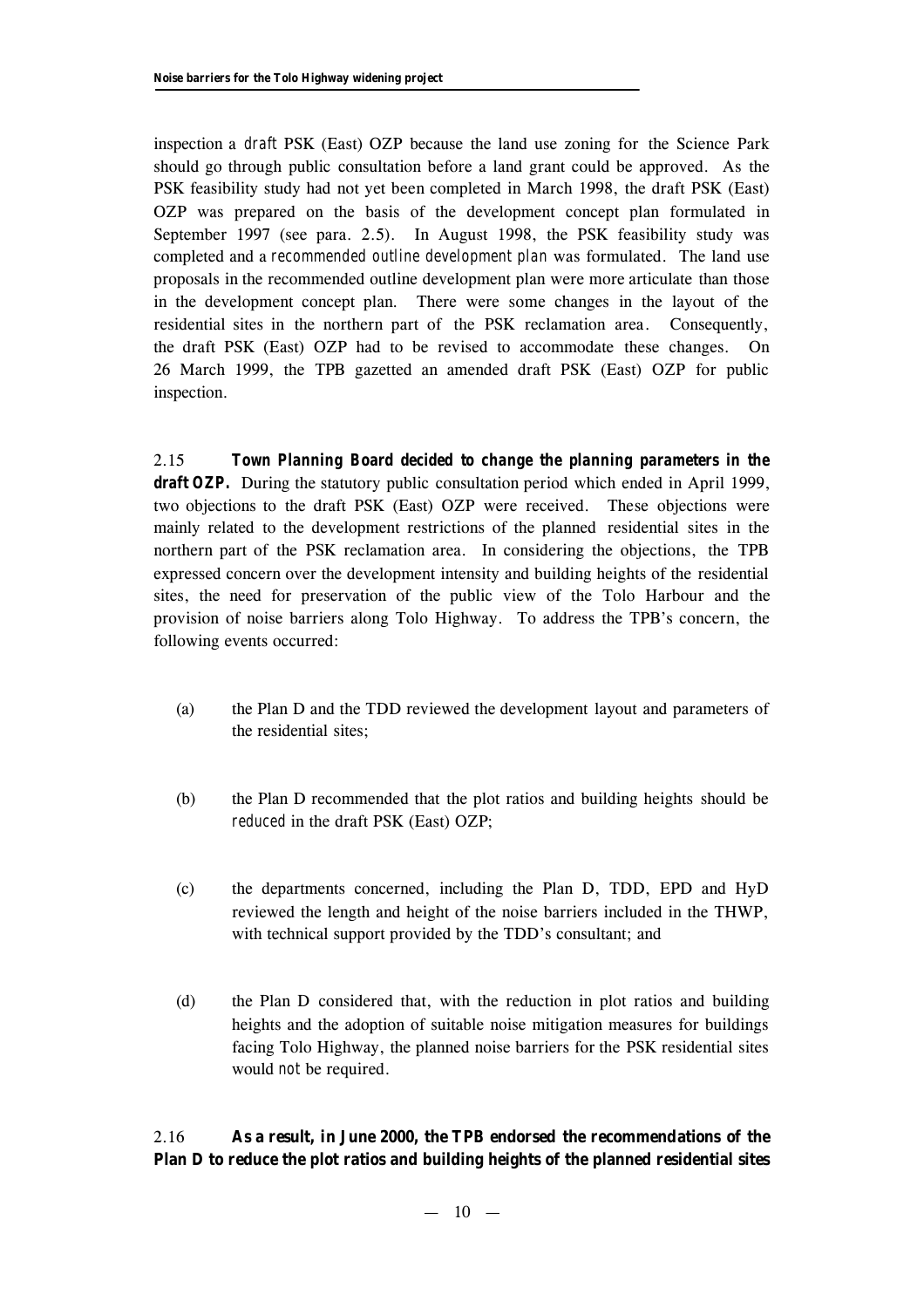inspection a *draft* PSK (East) OZP because the land use zoning for the Science Park should go through public consultation before a land grant could be approved. As the PSK feasibility study had not yet been completed in March 1998, the draft PSK (East) OZP was prepared on the basis of the development concept plan formulated in September 1997 (see para. 2.5). In August 1998, the PSK feasibility study was completed and a *recommended outline development plan* was formulated. The land use proposals in the recommended outline development plan were more articulate than those in the development concept plan. There were some changes in the layout of the residential sites in the northern part of the PSK reclamation area. Consequently, the draft PSK (East) OZP had to be revised to accommodate these changes. On 26 March 1999, the TPB gazetted an amended draft PSK (East) OZP for public inspection.

2.15 **Town Planning Board decided to change the planning parameters in the draft OZP.** During the statutory public consultation period which ended in April 1999, two objections to the draft PSK (East) OZP were received. These objections were mainly related to the development restrictions of the planned residential sites in the northern part of the PSK reclamation area. In considering the objections, the TPB expressed concern over the development intensity and building heights of the residential sites, the need for preservation of the public view of the Tolo Harbour and the provision of noise barriers along Tolo Highway. To address the TPB's concern, the following events occurred:

(a) the Plan D and the TDD reviewed the development layout and parameters of the residential sites;

(b) the Plan D recommended that the plot ratios and building heights should be *reduced* in the draft PSK (East) OZP;

(c) the departments concerned, including the Plan D, TDD, EPD and HyD reviewed the length and height of the noise barriers included in the THWP, with technical support provided by the TDD's consultant; and

(d) the Plan D considered that, with the reduction in plot ratios and building heights and the adoption of suitable noise mitigation measures for buildings facing Tolo Highway, the planned noise barriers for the PSK residential sites would *not* be required.

2.16 **As a result, in June 2000, the TPB endorsed the recommendations of the Plan D to reduce the plot ratios and building heights of the planned residential sites**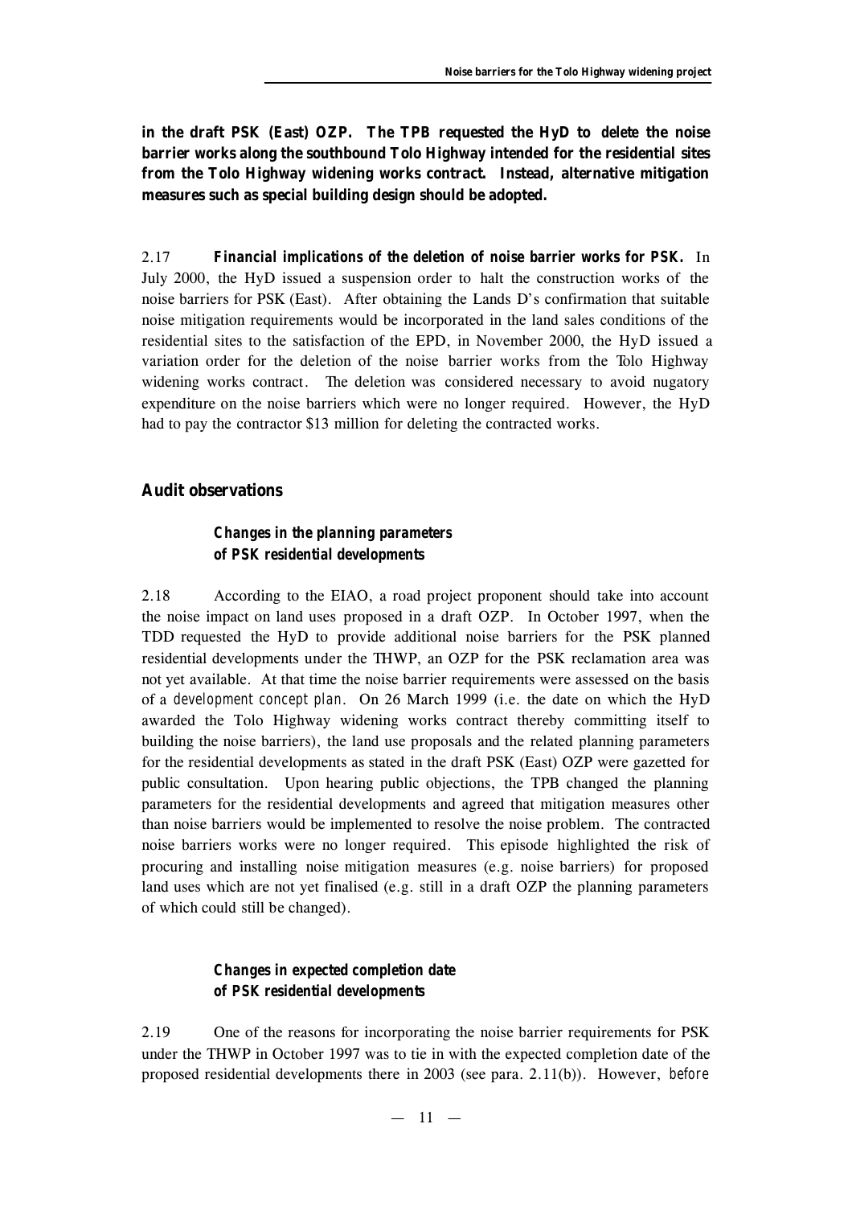**in the draft PSK (East) OZP. The TPB requested the HyD to delete the noise barrier works along the southbound Tolo Highway intended for the residential sites from the Tolo Highway widening works contract. Instead, alternative mitigation measures such as special building design should be adopted.**

2.17 **Financial implications of the deletion of noise barrier works for PSK.** In July 2000, the HyD issued a suspension order to halt the construction works of the noise barriers for PSK (East). After obtaining the Lands D's confirmation that suitable noise mitigation requirements would be incorporated in the land sales conditions of the residential sites to the satisfaction of the EPD, in November 2000, the HyD issued a variation order for the deletion of the noise barrier works from the Tolo Highway widening works contract. The deletion was considered necessary to avoid nugatory expenditure on the noise barriers which were no longer required. However, the HyD had to pay the contractor $13 million for deleting the contracted works.

## Audit observations

### *Changes in the planning parameters of PSK residential developments*

2.18 According to the EIAO, a road project proponent should take into account the noise impact on land uses proposed in a draft OZP. In October 1997, when the TDD requested the HyD to provide additional noise barriers for the PSK planned residential developments under the THWP, an OZP for the PSK reclamation area was not yet available. At that time the noise barrier requirements were assessed on the basis of a *development concept plan*. On 26 March 1999 (i.e. the date on which the HyD awarded the Tolo Highway widening works contract thereby committing itself to building the noise barriers), the land use proposals and the related planning parameters for the residential developments as stated in the draft PSK (East) OZP were gazetted for public consultation. Upon hearing public objections, the TPB changed the planning parameters for the residential developments and agreed that mitigation measures other than noise barriers would be implemented to resolve the noise problem. The contracted noise barriers works were no longer required. This episode highlighted the risk of procuring and installing noise mitigation measures (e.g. noise barriers) for proposed land uses which are not yet finalised (e.g. still in a draft OZP the planning parameters of which could still be changed).

### *Changes in expected completion date of PSK residential developments*

2.19 One of the reasons for incorporating the noise barrier requirements for PSK under the THWP in October 1997 was to tie in with the expected completion date of the proposed residential developments there in 2003 (see para. 2.11(b)). However, *before*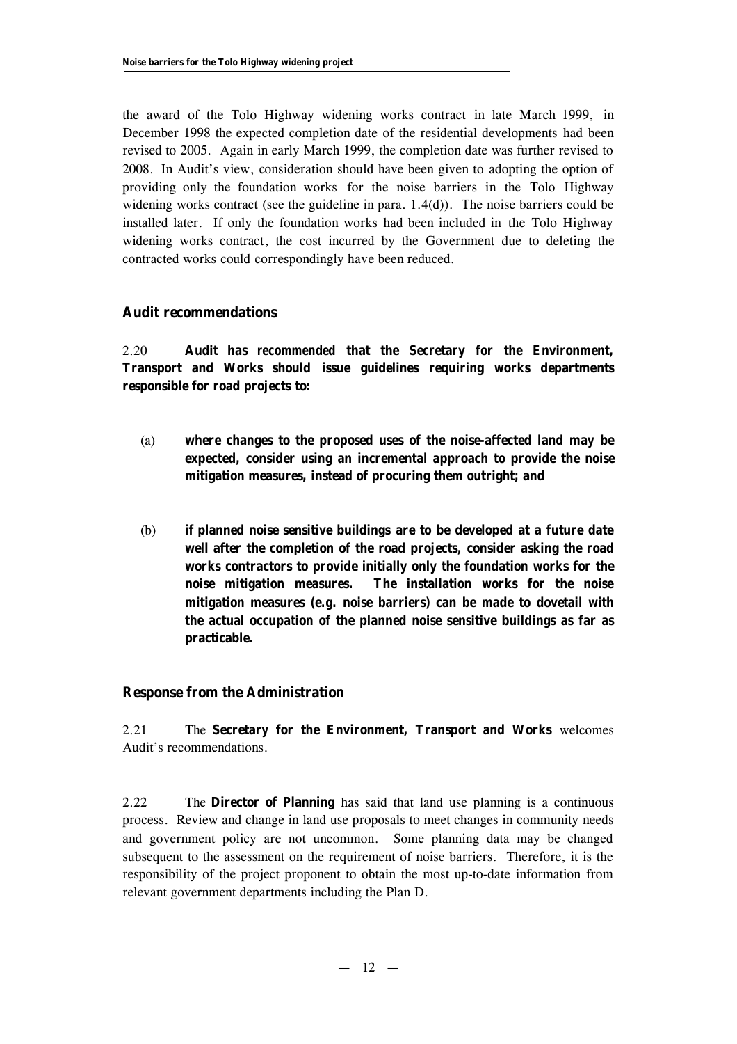the award of the Tolo Highway widening works contract in late March 1999, in December 1998 the expected completion date of the residential developments had been revised to 2005. Again in early March 1999, the completion date was further revised to 2008. In Audit's view, consideration should have been given to adopting the option of providing only the foundation works for the noise barriers in the Tolo Highway widening works contract (see the guideline in para. 1.4(d)). The noise barriers could be installed later. If only the foundation works had been included in the Tolo Highway widening works contract, the cost incurred by the Government due to deleting the contracted works could correspondingly have been reduced.

## Audit recommendations

2.20 **Audit has recommended that the Secretary for the Environment, Transport and Works should issue guidelines requiring works departments responsible for road projects to:**

(a) **where changes to the proposed uses of the noise-affected land may be expected, consider using an incremental approach to provide the noise mitigation measures, instead of procuring them outright; and**

(b) **if planned noise sensitive buildings are to be developed at a future date well after the completion of the road projects, consider asking the road works contractors to provide initially only the foundation works for the noise mitigation measures. The installation works for the noise mitigation measures (e.g. noise barriers) can be made to dovetail with the actual occupation of the planned noise sensitive buildings as far as practicable.**

## Response from the Administration

2.21 The **Secretary for the Environment, Transport and Works** welcomes Audit's recommendations.

2.22 The **Director of Planning** has said that land use planning is a continuous process. Review and change in land use proposals to meet changes in community needs and government policy are not uncommon. Some planning data may be changed subsequent to the assessment on the requirement of noise barriers. Therefore, it is the responsibility of the project proponent to obtain the most up-to-date information from relevant government departments including the Plan D.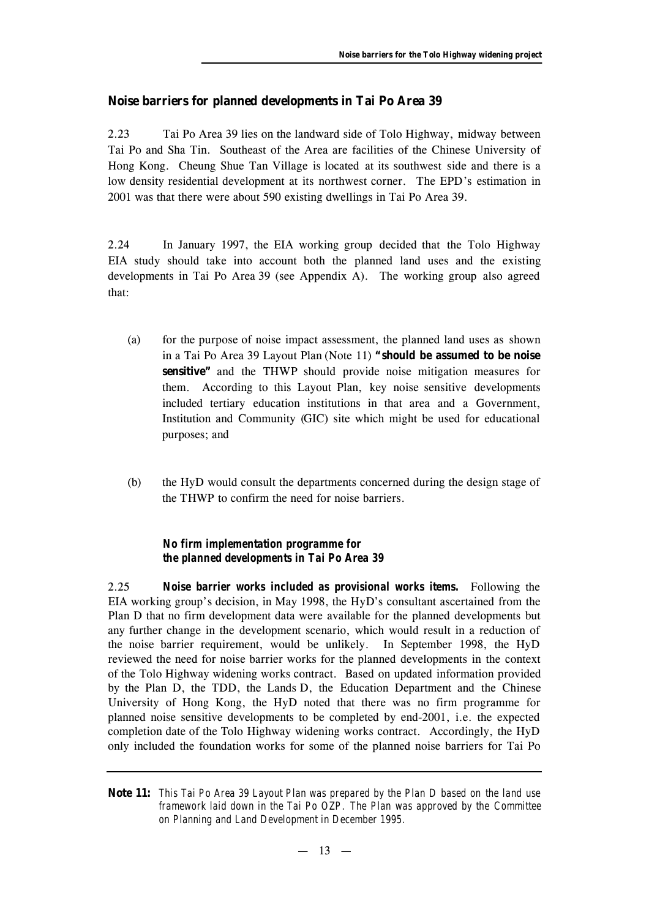## Noise barriers for planned developments in Tai Po Area 39

2.23 Tai Po Area 39 lies on the landward side of Tolo Highway, midway between Tai Po and Sha Tin. Southeast of the Area are facilities of the Chinese University of Hong Kong. Cheung Shue Tan Village is located at its southwest side and there is a low density residential development at its northwest corner. The EPD's estimation in 2001 was that there were about 590 existing dwellings in Tai Po Area 39.

2.24 In January 1997, the EIA working group decided that the Tolo Highway EIA study should take into account both the planned land uses and the existing developments in Tai Po Area 39 (see Appendix A). The working group also agreed that:

(a) for the purpose of noise impact assessment, the planned land uses as shown in a Tai Po Area 39 Layout Plan (Note 11) **"should be assumed to be noise sensitive"** and the THWP should provide noise mitigation measures for them. According to this Layout Plan, key noise sensitive developments included tertiary education institutions in that area and a Government, Institution and Community (GIC) site which might be used for educational purposes; and

(b) the HyD would consult the departments concerned during the design stage of the THWP to confirm the need for noise barriers.

### *No firm implementation programme for the planned developments in Tai Po Area 39*

2.25 **Noise barrier works included as provisional works items.** Following the EIA working group's decision, in May 1998, the HyD's consultant ascertained from the Plan D that no firm development data were available for the planned developments but any further change in the development scenario, which would result in a reduction of the noise barrier requirement, would be unlikely. In September 1998, the HyD reviewed the need for noise barrier works for the planned developments in the context of the Tolo Highway widening works contract. Based on updated information provided by the Plan D, the TDD, the Lands D, the Education Department and the Chinese University of Hong Kong, the HyD noted that there was no firm programme for planned noise sensitive developments to be completed by end-2001, i.e. the expected completion date of the Tolo Highway widening works contract. Accordingly, the HyD only included the foundation works for some of the planned noise barriers for Tai Po

**Note 11:** *This Tai Po Area 39 Layout Plan was prepared by the Plan D based on the land use framework laid down in the Tai Po OZP. The Plan was approved by the Committee on Planning and Land Development in December 1995.*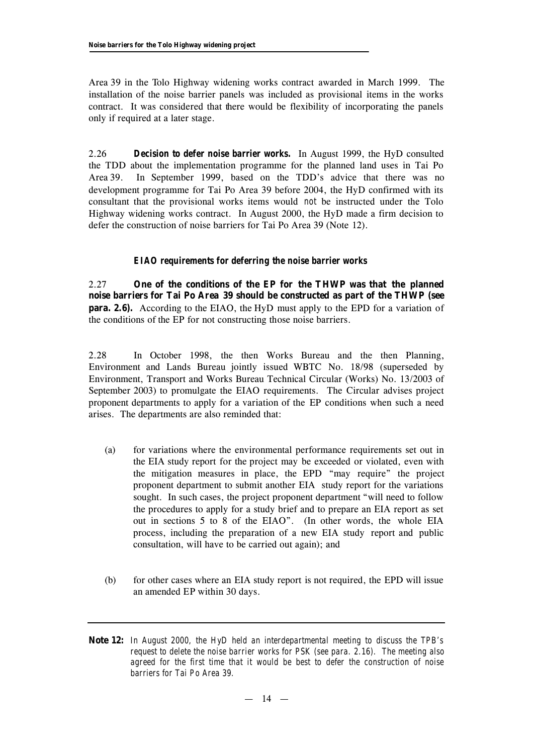Area 39 in the Tolo Highway widening works contract awarded in March 1999. The installation of the noise barrier panels was included as provisional items in the works contract. It was considered that there would be flexibility of incorporating the panels only if required at a later stage.

2.26 **Decision to defer noise barrier works.** In August 1999, the HyD consulted the TDD about the implementation programme for the planned land uses in Tai Po Area 39. In September 1999, based on the TDD's advice that there was no development programme for Tai Po Area 39 before 2004, the HyD confirmed with its consultant that the provisional works items would *not* be instructed under the Tolo Highway widening works contract. In August 2000, the HyD made a firm decision to defer the construction of noise barriers for Tai Po Area 39 (Note 12).

### EIAO requirements for deferring the noise barrier works

2.27 **One of the conditions of the EP for the THWP was that the planned noise barriers for Tai Po Area 39 should be constructed as part of the THWP (see para. 2.6).** According to the EIAO, the HyD must apply to the EPD for a variation of the conditions of the EP for not constructing those noise barriers.

2.28 In October 1998, the then Works Bureau and the then Planning, Environment and Lands Bureau jointly issued WBTC No. 18/98 (superseded by Environment, Transport and Works Bureau Technical Circular (Works) No. 13/2003 of September 2003) to promulgate the EIAO requirements. The Circular advises project proponent departments to apply for a variation of the EP conditions when such a need arises. The departments are also reminded that:

(a) for variations where the environmental performance requirements set out in the EIA study report for the project may be exceeded or violated, even with the mitigation measures in place, the EPD "may require" the project proponent department to submit another EIA study report for the variations sought. In such cases, the project proponent department "will need to follow the procedures to apply for a study brief and to prepare an EIA report as set out in sections 5 to 8 of the EIAO". (In other words, the whole EIA process, including the preparation of a new EIA study report and public consultation, will have to be carried out again); and

(b) for other cases where an EIA study report is not required, the EPD will issue an amended EP within 30 days.

---

**Note 12:** *In August 2000, the HyD held an interdepartmental meeting to discuss the TPB's request to delete the noise barrier works for PSK (see para. 2.16). The meeting also agreed for the first time that it would be best to defer the construction of noise barriers for Tai Po Area 39.*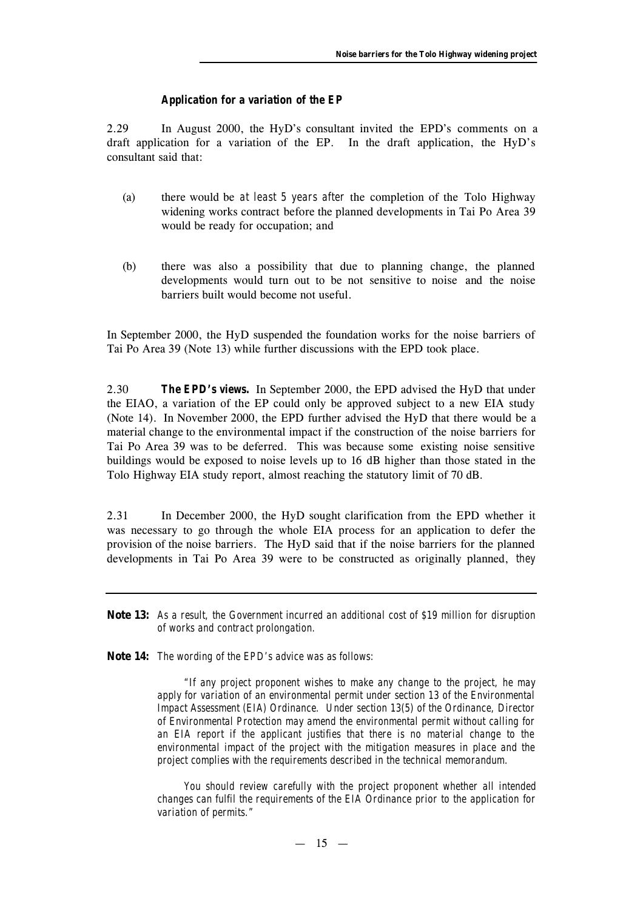### *Application for a variation of the EP*

2.29 In August 2000, the HyD's consultant invited the EPD's comments on a draft application for a variation of the EP. In the draft application, the HyD's consultant said that:

(a) there would be *at least 5 years after* the completion of the Tolo Highway widening works contract before the planned developments in Tai Po Area 39 would be ready for occupation; and

(b) there was also a possibility that due to planning change, the planned developments would turn out to be not sensitive to noise and the noise barriers built would become not useful.

In September 2000, the HyD suspended the foundation works for the noise barriers of Tai Po Area 39 (Note 13) while further discussions with the EPD took place.

2.30 ***The EPD's views.*** In September 2000, the EPD advised the HyD that under the EIAO, a variation of the EP could only be approved subject to a new EIA study (Note 14). In November 2000, the EPD further advised the HyD that there would be a material change to the environmental impact if the construction of the noise barriers for Tai Po Area 39 was to be deferred. This was because some existing noise sensitive buildings would be exposed to noise levels up to 16 dB higher than those stated in the Tolo Highway EIA study report, almost reaching the statutory limit of 70 dB.

2.31 In December 2000, the HyD sought clarification from the EPD whether it was necessary to go through the whole EIA process for an application to defer the provision of the noise barriers. The HyD said that if the noise barriers for the planned developments in Tai Po Area 39 were to be constructed as originally planned, *they*

---

**Note 13:** *As a result, the Government incurred an additional cost of $19 million for disruption of works and contract prolongation.*

**Note 14:** *The wording of the EPD's advice was as follows:*

> *"If any project proponent wishes to make any change to the project, he may apply for variation of an environmental permit under section 13 of the Environmental Impact Assessment (EIA) Ordinance. Under section 13(5) of the Ordinance, Director of Environmental Protection may amend the environmental permit without calling for an EIA report if the applicant justifies that there is no material change to the environmental impact of the project with the mitigation measures in place and the project complies with the requirements described in the technical memorandum.*
>
> *You should review carefully with the project proponent whether all intended changes can fulfil the requirements of the EIA Ordinance prior to the application for variation of permits."*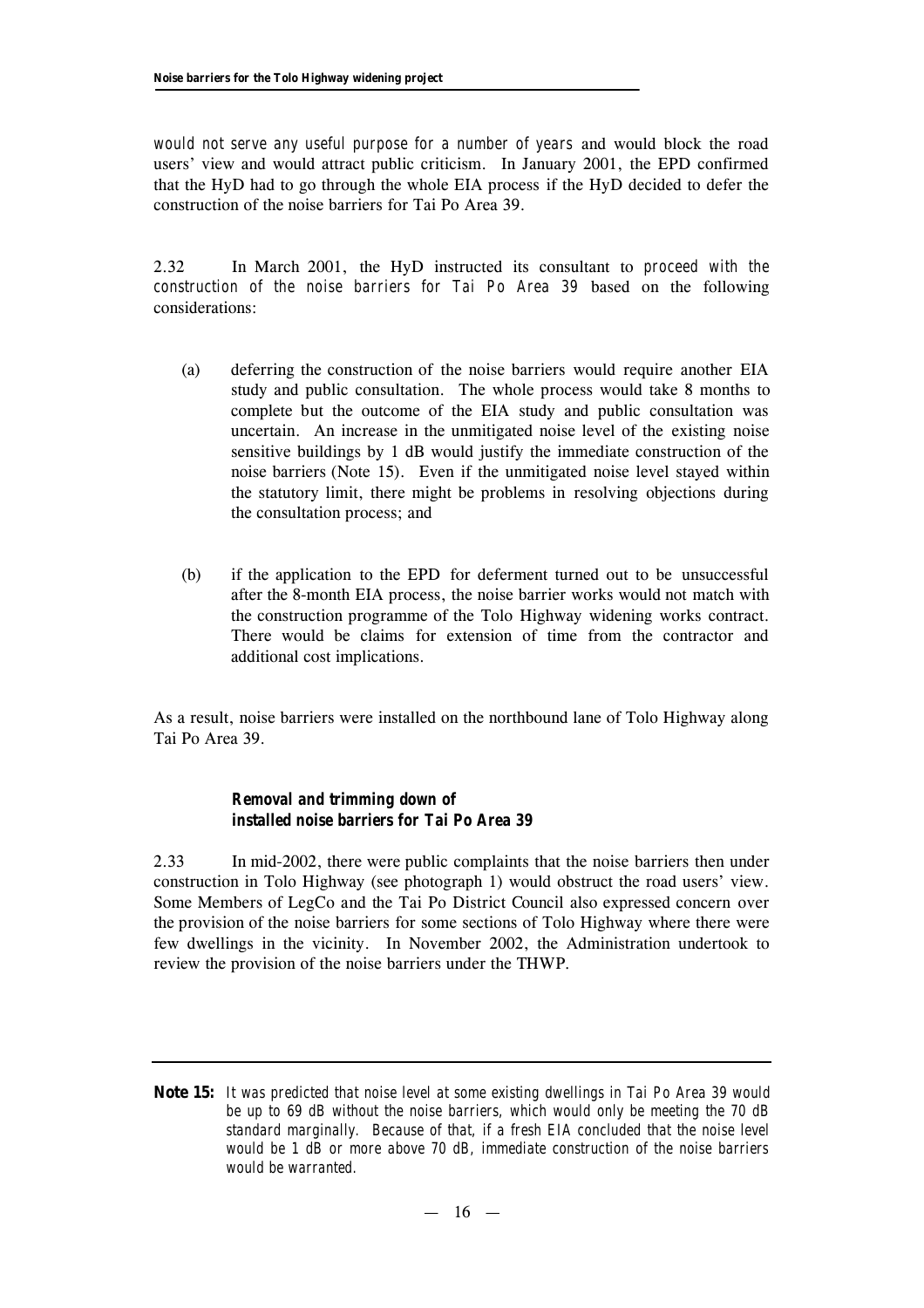*would not serve any useful purpose for a number of years* and would block the road users' view and would attract public criticism. In January 2001, the EPD confirmed that the HyD had to go through the whole EIA process if the HyD decided to defer the construction of the noise barriers for Tai Po Area 39.

2.32 In March 2001, the HyD instructed its consultant to *proceed with the construction of the noise barriers for Tai Po Area 39* based on the following considerations:

(a) deferring the construction of the noise barriers would require another EIA study and public consultation. The whole process would take 8 months to complete but the outcome of the EIA study and public consultation was uncertain. An increase in the unmitigated noise level of the existing noise sensitive buildings by 1 dB would justify the immediate construction of the noise barriers (Note 15). Even if the unmitigated noise level stayed within the statutory limit, there might be problems in resolving objections during the consultation process; and

(b) if the application to the EPD for deferment turned out to be unsuccessful after the 8-month EIA process, the noise barrier works would not match with the construction programme of the Tolo Highway widening works contract. There would be claims for extension of time from the contractor and additional cost implications.

As a result, noise barriers were installed on the northbound lane of Tolo Highway along Tai Po Area 39.

### Removal and trimming down of installed noise barriers for Tai Po Area 39

2.33 In mid-2002, there were public complaints that the noise barriers then under construction in Tolo Highway (see photograph 1) would obstruct the road users' view. Some Members of LegCo and the Tai Po District Council also expressed concern over the provision of the noise barriers for some sections of Tolo Highway where there were few dwellings in the vicinity. In November 2002, the Administration undertook to review the provision of the noise barriers under the THWP.

---

**Note 15:** *It was predicted that noise level at some existing dwellings in Tai Po Area 39 would be up to 69 dB without the noise barriers, which would only be meeting the 70 dB standard marginally. Because of that, if a fresh EIA concluded that the noise level would be 1 dB or more above 70 dB, immediate construction of the noise barriers would be warranted.*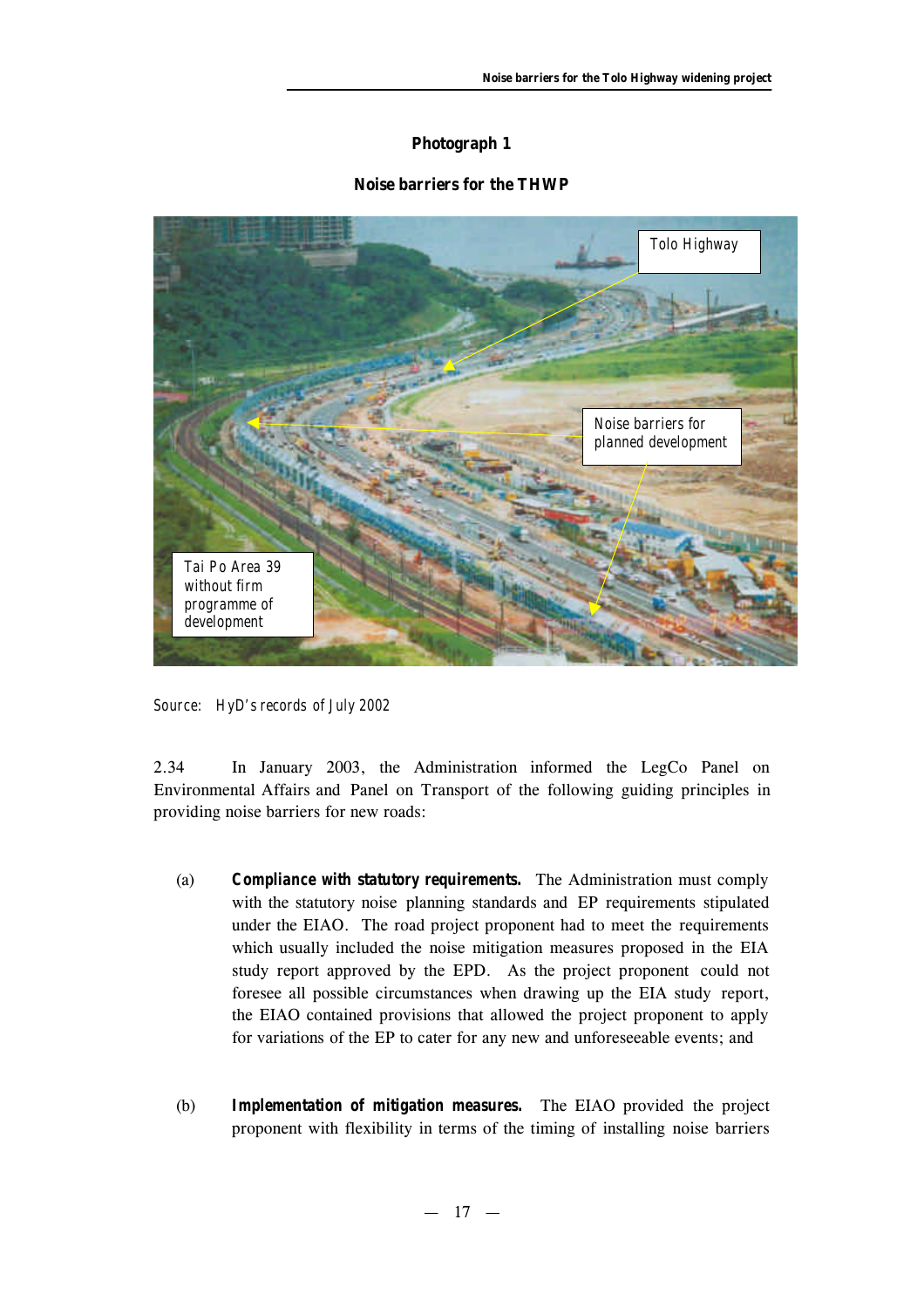**Photograph 1**

**Noise barriers for the THWP**

Source: HyD's records of July 2002

2.34 In January 2003, the Administration informed the LegCo Panel on Environmental Affairs and Panel on Transport of the following guiding principles in providing noise barriers for new roads:

(a) ***Compliance with statutory requirements.*** The Administration must comply with the statutory noise planning standards and EP requirements stipulated under the EIAO. The road project proponent had to meet the requirements which usually included the noise mitigation measures proposed in the EIA study report approved by the EPD. As the project proponent could not foresee all possible circumstances when drawing up the EIA study report, the EIAO contained provisions that allowed the project proponent to apply for variations of the EP to cater for any new and unforeseeable events; and

(b) ***Implementation of mitigation measures.*** The EIAO provided the project proponent with flexibility in terms of the timing of installing noise barriers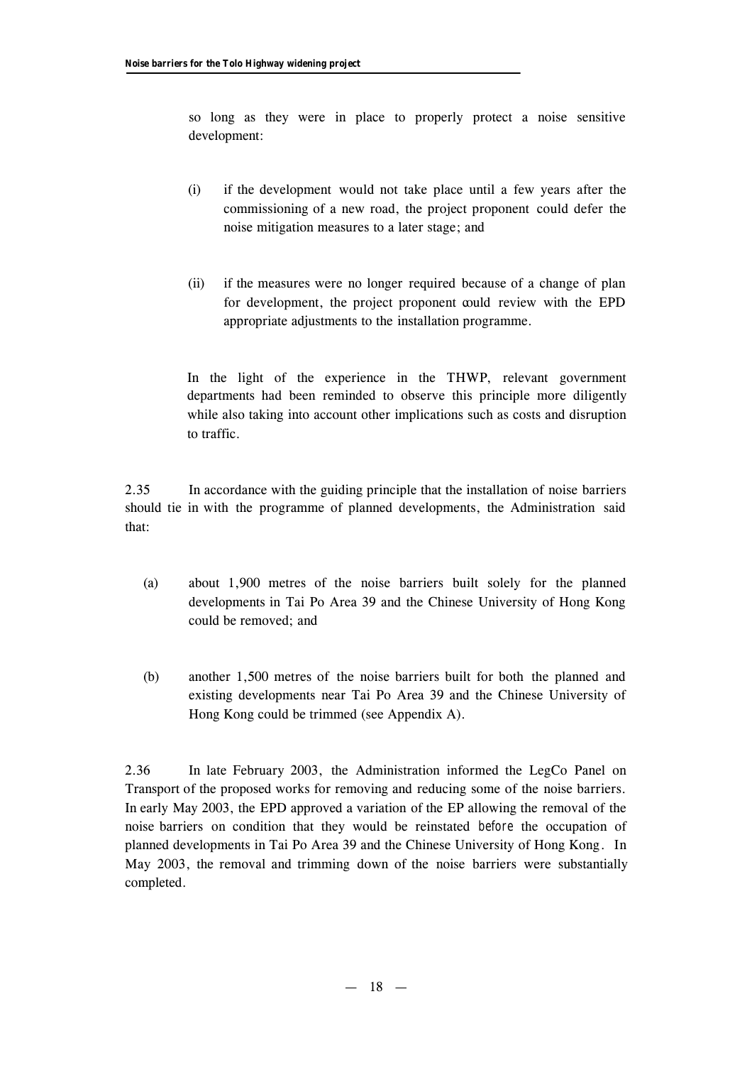so long as they were in place to properly protect a noise sensitive development:

(i) if the development would not take place until a few years after the commissioning of a new road, the project proponent could defer the noise mitigation measures to a later stage; and

(ii) if the measures were no longer required because of a change of plan for development, the project proponent could review with the EPD appropriate adjustments to the installation programme.

In the light of the experience in the THWP, relevant government departments had been reminded to observe this principle more diligently while also taking into account other implications such as costs and disruption to traffic.

2.35 In accordance with the guiding principle that the installation of noise barriers should tie in with the programme of planned developments, the Administration said that:

(a) about 1,900 metres of the noise barriers built solely for the planned developments in Tai Po Area 39 and the Chinese University of Hong Kong could be removed; and

(b) another 1,500 metres of the noise barriers built for both the planned and existing developments near Tai Po Area 39 and the Chinese University of Hong Kong could be trimmed (see Appendix A).

2.36 In late February 2003, the Administration informed the LegCo Panel on Transport of the proposed works for removing and reducing some of the noise barriers. In early May 2003, the EPD approved a variation of the EP allowing the removal of the noise barriers on condition that they would be reinstated *before* the occupation of planned developments in Tai Po Area 39 and the Chinese University of Hong Kong. In May 2003, the removal and trimming down of the noise barriers were substantially completed.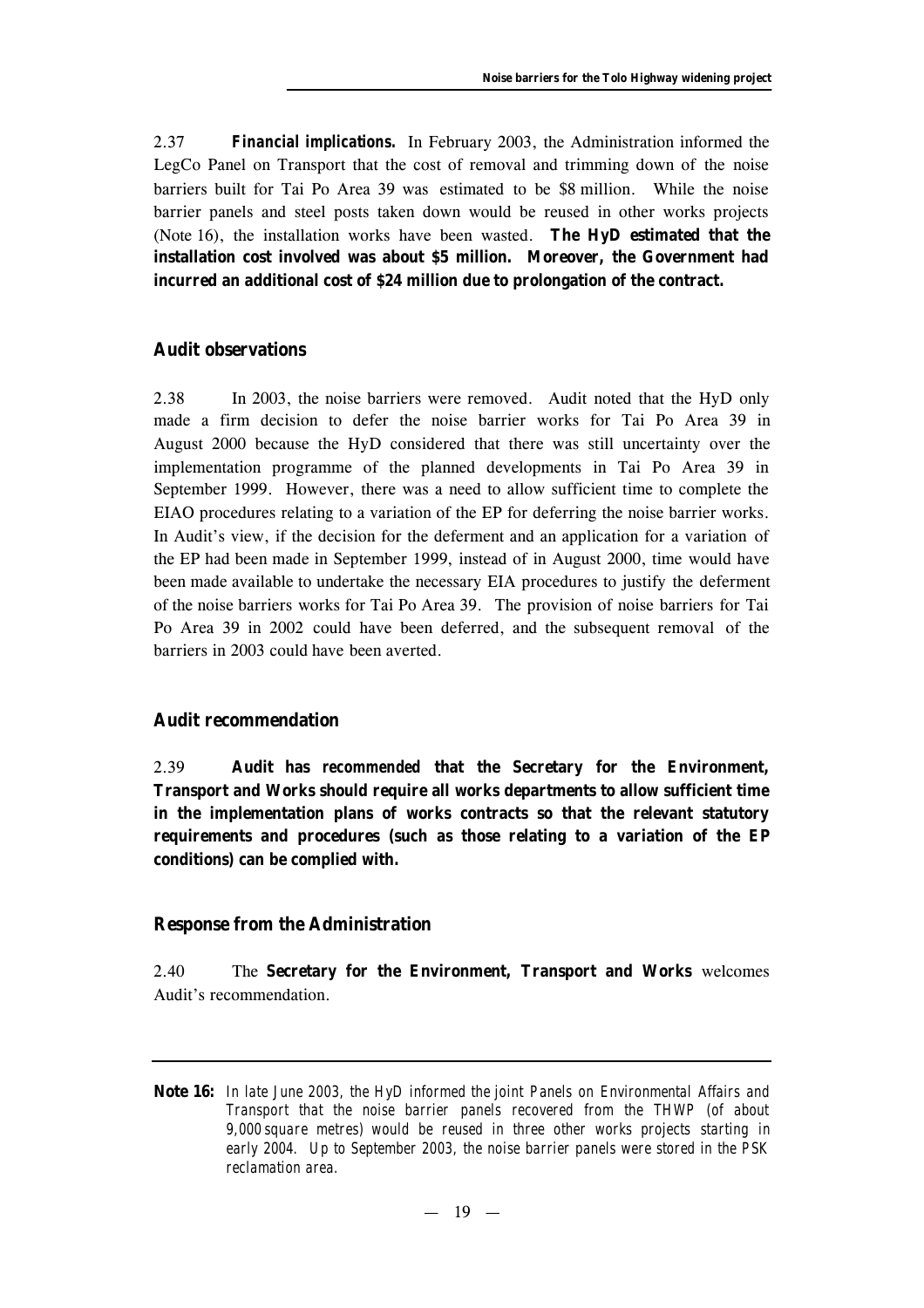2.37 **Financial implications.** In February 2003, the Administration informed the LegCo Panel on Transport that the cost of removal and trimming down of the noise barriers built for Tai Po Area 39 was estimated to be $8 million. While the noise barrier panels and steel posts taken down would be reused in other works projects (Note 16), the installation works have been wasted. **The HyD estimated that the installation cost involved was about $5 million. Moreover, the Government had incurred an additional cost of $24 million due to prolongation of the contract.**

## Audit observations

2.38 In 2003, the noise barriers were removed. Audit noted that the HyD only made a firm decision to defer the noise barrier works for Tai Po Area 39 in August 2000 because the HyD considered that there was still uncertainty over the implementation programme of the planned developments in Tai Po Area 39 in September 1999. However, there was a need to allow sufficient time to complete the EIAO procedures relating to a variation of the EP for deferring the noise barrier works. In Audit's view, if the decision for the deferment and an application for a variation of the EP had been made in September 1999, instead of in August 2000, time would have been made available to undertake the necessary EIA procedures to justify the deferment of the noise barriers works for Tai Po Area 39. The provision of noise barriers for Tai Po Area 39 in 2002 could have been deferred, and the subsequent removal of the barriers in 2003 could have been averted.

## Audit recommendation

2.39 **Audit has recommended that the Secretary for the Environment, Transport and Works should require all works departments to allow sufficient time in the implementation plans of works contracts so that the relevant statutory requirements and procedures (such as those relating to a variation of the EP conditions) can be complied with.**

## Response from the Administration

2.40 The **Secretary for the Environment, Transport and Works** welcomes Audit's recommendation.

---

**Note 16:** *In late June 2003, the HyD informed the joint Panels on Environmental Affairs and Transport that the noise barrier panels recovered from the THWP (of about 9,000 square metres) would be reused in three other works projects starting in early 2004. Up to September 2003, the noise barrier panels were stored in the PSK reclamation area.*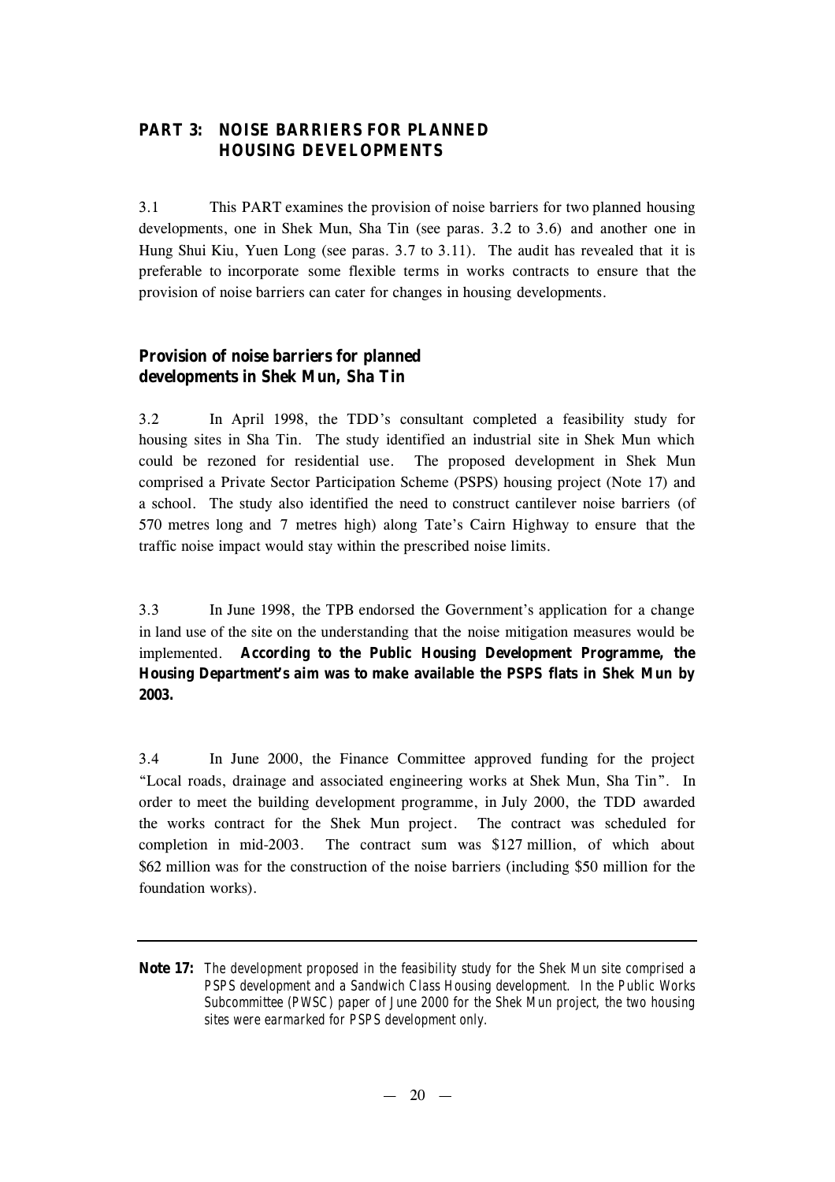## PART 3: NOISE BARRIERS FOR PLANNED HOUSING DEVELOPMENTS

3.1 This PART examines the provision of noise barriers for two planned housing developments, one in Shek Mun, Sha Tin (see paras. 3.2 to 3.6) and another one in Hung Shui Kiu, Yuen Long (see paras. 3.7 to 3.11). The audit has revealed that it is preferable to incorporate some flexible terms in works contracts to ensure that the provision of noise barriers can cater for changes in housing developments.

### Provision of noise barriers for planned developments in Shek Mun, Sha Tin

3.2 In April 1998, the TDD's consultant completed a feasibility study for housing sites in Sha Tin. The study identified an industrial site in Shek Mun which could be rezoned for residential use. The proposed development in Shek Mun comprised a Private Sector Participation Scheme (PSPS) housing project (Note 17) and a school. The study also identified the need to construct cantilever noise barriers (of 570 metres long and 7 metres high) along Tate's Cairn Highway to ensure that the traffic noise impact would stay within the prescribed noise limits.

3.3 In June 1998, the TPB endorsed the Government's application for a change in land use of the site on the understanding that the noise mitigation measures would be implemented. **According to the Public Housing Development Programme, the Housing Department's aim was to make available the PSPS flats in Shek Mun by 2003.**

3.4 In June 2000, the Finance Committee approved funding for the project "Local roads, drainage and associated engineering works at Shek Mun, Sha Tin". In order to meet the building development programme, in July 2000, the TDD awarded the works contract for the Shek Mun project. The contract was scheduled for completion in mid-2003. The contract sum was $127 million, of which about $62 million was for the construction of the noise barriers (including $50 million for the foundation works).

---

**Note 17:** *The development proposed in the feasibility study for the Shek Mun site comprised a PSPS development and a Sandwich Class Housing development. In the Public Works Subcommittee (PWSC) paper of June 2000 for the Shek Mun project, the two housing sites were earmarked for PSPS development only.*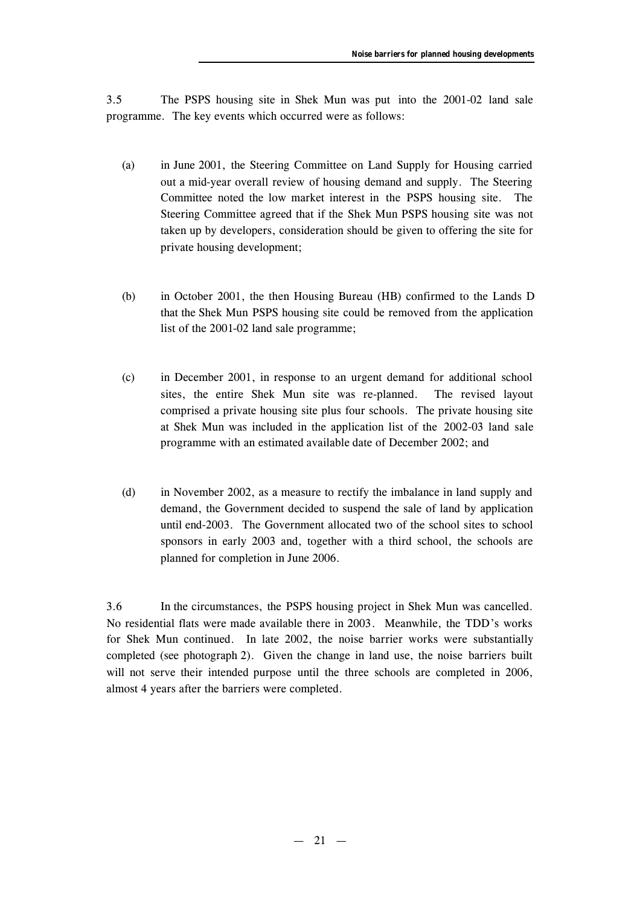3.5 The PSPS housing site in Shek Mun was put into the 2001-02 land sale programme. The key events which occurred were as follows:

(a) in June 2001, the Steering Committee on Land Supply for Housing carried out a mid-year overall review of housing demand and supply. The Steering Committee noted the low market interest in the PSPS housing site. The Steering Committee agreed that if the Shek Mun PSPS housing site was not taken up by developers, consideration should be given to offering the site for private housing development;

(b) in October 2001, the then Housing Bureau (HB) confirmed to the Lands D that the Shek Mun PSPS housing site could be removed from the application list of the 2001-02 land sale programme;

(c) in December 2001, in response to an urgent demand for additional school sites, the entire Shek Mun site was re-planned. The revised layout comprised a private housing site plus four schools. The private housing site at Shek Mun was included in the application list of the 2002-03 land sale programme with an estimated available date of December 2002; and

(d) in November 2002, as a measure to rectify the imbalance in land supply and demand, the Government decided to suspend the sale of land by application until end-2003. The Government allocated two of the school sites to school sponsors in early 2003 and, together with a third school, the schools are planned for completion in June 2006.

3.6 In the circumstances, the PSPS housing project in Shek Mun was cancelled. No residential flats were made available there in 2003. Meanwhile, the TDD's works for Shek Mun continued. In late 2002, the noise barrier works were substantially completed (see photograph 2). Given the change in land use, the noise barriers built will not serve their intended purpose until the three schools are completed in 2006, almost 4 years after the barriers were completed.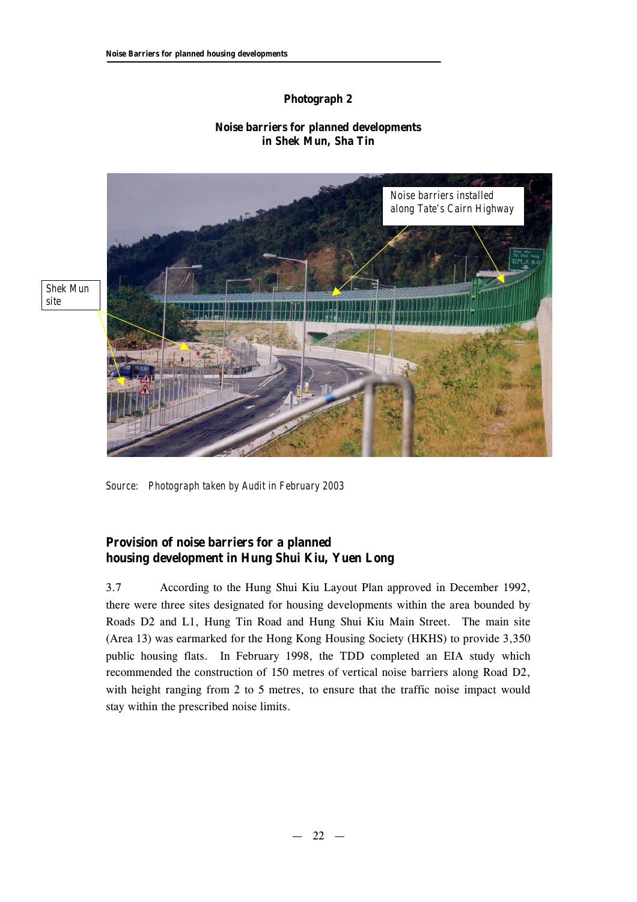**Photograph 2**

**Noise barriers for planned developments in Shek Mun, Sha Tin**

Source: Photograph taken by Audit in February 2003

## Provision of noise barriers for a planned housing development in Hung Shui Kiu, Yuen Long

3.7 According to the Hung Shui Kiu Layout Plan approved in December 1992, there were three sites designated for housing developments within the area bounded by Roads D2 and L1, Hung Tin Road and Hung Shui Kiu Main Street. The main site (Area 13) was earmarked for the Hong Kong Housing Society (HKHS) to provide 3,350 public housing flats. In February 1998, the TDD completed an EIA study which recommended the construction of 150 metres of vertical noise barriers along Road D2, with height ranging from 2 to 5 metres, to ensure that the traffic noise impact would stay within the prescribed noise limits.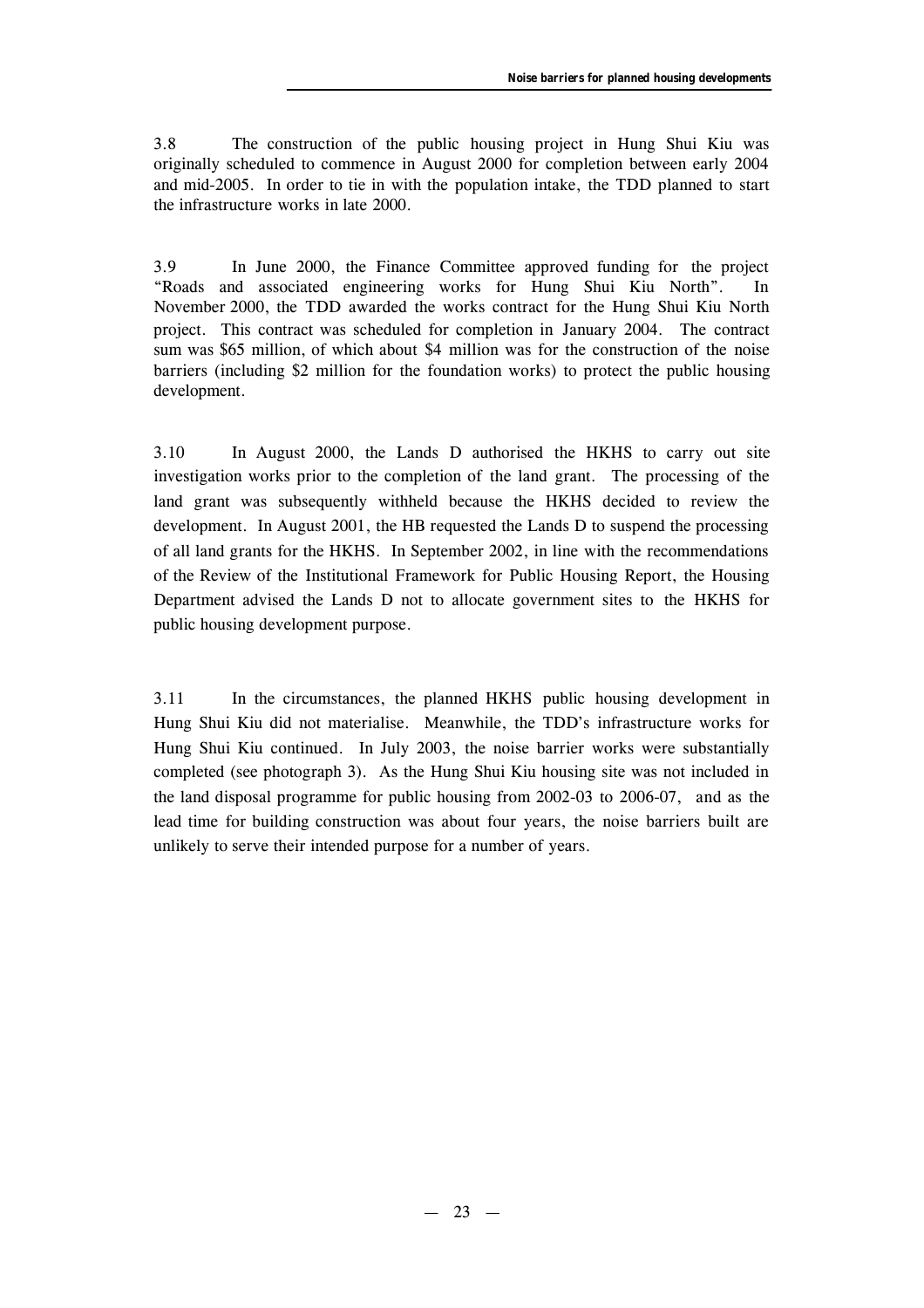3.8 The construction of the public housing project in Hung Shui Kiu was originally scheduled to commence in August 2000 for completion between early 2004 and mid-2005. In order to tie in with the population intake, the TDD planned to start the infrastructure works in late 2000.

3.9 In June 2000, the Finance Committee approved funding for the project "Roads and associated engineering works for Hung Shui Kiu North". In November 2000, the TDD awarded the works contract for the Hung Shui Kiu North project. This contract was scheduled for completion in January 2004. The contract sum was $65 million, of which about $4 million was for the construction of the noise barriers (including $2 million for the foundation works) to protect the public housing development.

3.10 In August 2000, the Lands D authorised the HKHS to carry out site investigation works prior to the completion of the land grant. The processing of the land grant was subsequently withheld because the HKHS decided to review the development. In August 2001, the HB requested the Lands D to suspend the processing of all land grants for the HKHS. In September 2002, in line with the recommendations of the Review of the Institutional Framework for Public Housing Report, the Housing Department advised the Lands D not to allocate government sites to the HKHS for public housing development purpose.

3.11 In the circumstances, the planned HKHS public housing development in Hung Shui Kiu did not materialise. Meanwhile, the TDD's infrastructure works for Hung Shui Kiu continued. In July 2003, the noise barrier works were substantially completed (see photograph 3). As the Hung Shui Kiu housing site was not included in the land disposal programme for public housing from 2002-03 to 2006-07, and as the lead time for building construction was about four years, the noise barriers built are unlikely to serve their intended purpose for a number of years.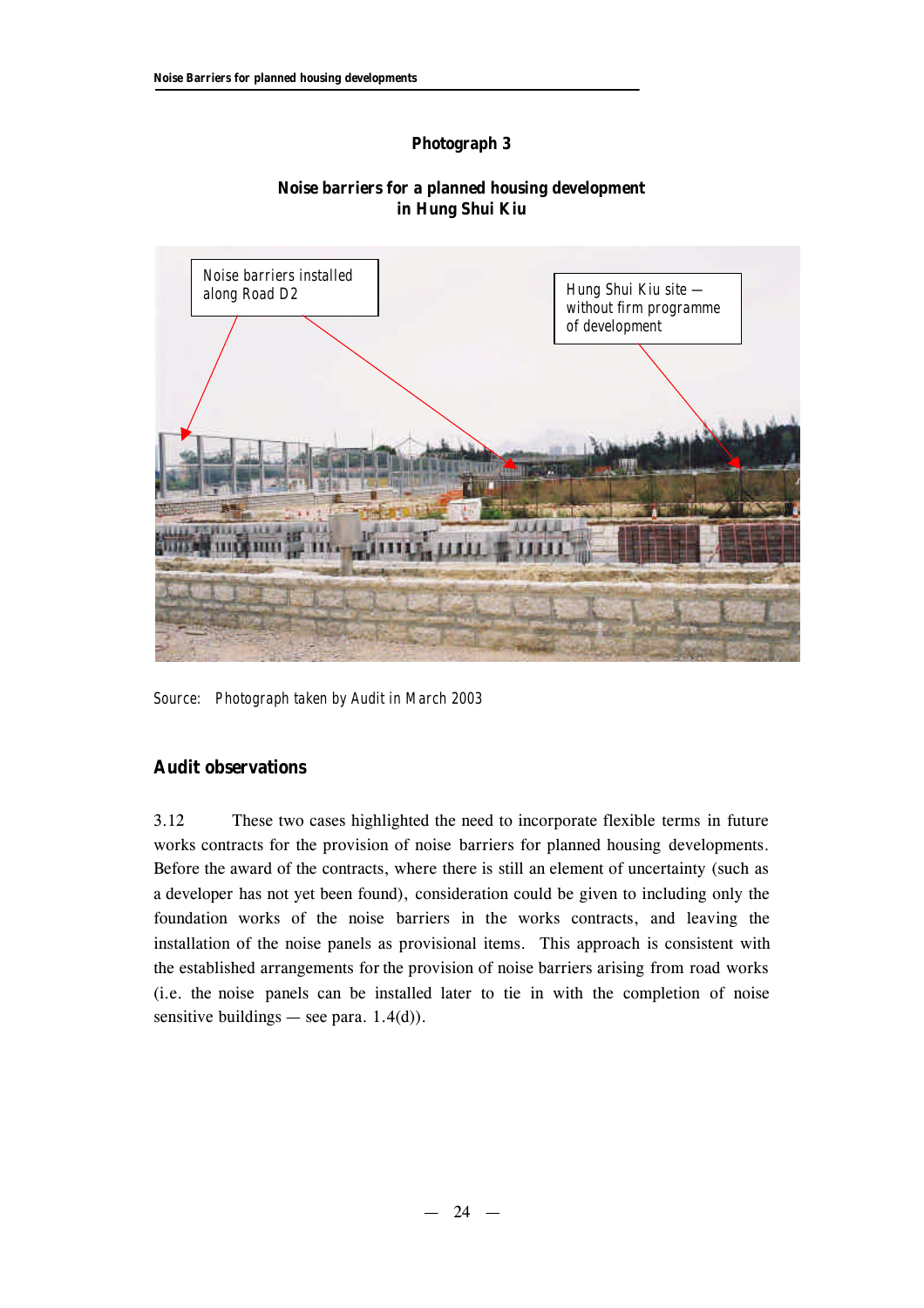**Photograph 3**

**Noise barriers for a planned housing development in Hung Shui Kiu**

Noise barriers installed along Road D2

Hung Shui Kiu site — without firm programme of development

Source: Photograph taken by Audit in March 2003

## Audit observations

3.12 These two cases highlighted the need to incorporate flexible terms in future works contracts for the provision of noise barriers for planned housing developments. Before the award of the contracts, where there is still an element of uncertainty (such as a developer has not yet been found), consideration could be given to including only the foundation works of the noise barriers in the works contracts, and leaving the installation of the noise panels as provisional items. This approach is consistent with the established arrangements for the provision of noise barriers arising from road works (i.e. the noise panels can be installed later to tie in with the completion of noise sensitive buildings — see para. 1.4(d)).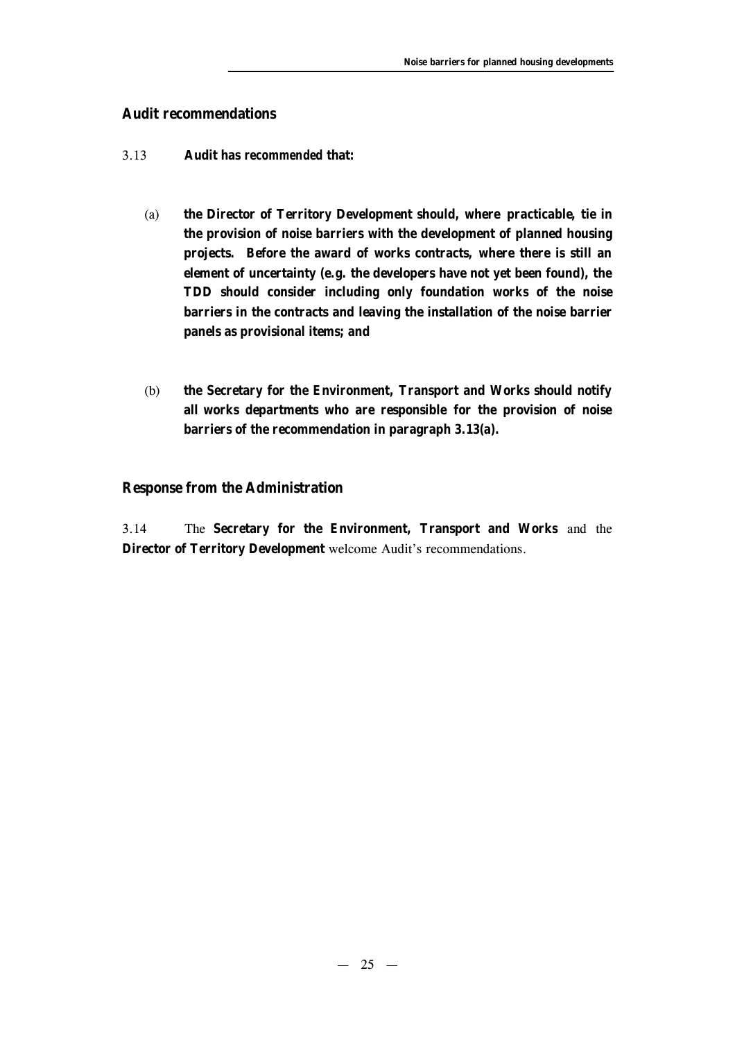## Audit recommendations

3.13 **Audit has recommended that:**

(a) **the Director of Territory Development should, where practicable, tie in the provision of noise barriers with the development of planned housing projects. Before the award of works contracts, where there is still an element of uncertainty (e.g. the developers have not yet been found), the TDD should consider including only foundation works of the noise barriers in the contracts and leaving the installation of the noise barrier panels as provisional items; and**

(b) **the Secretary for the Environment, Transport and Works should notify all works departments who are responsible for the provision of noise barriers of the recommendation in paragraph 3.13(a).**

## Response from the Administration

3.14 The **Secretary for the Environment, Transport and Works** and the **Director of Territory Development** welcome Audit's recommendations.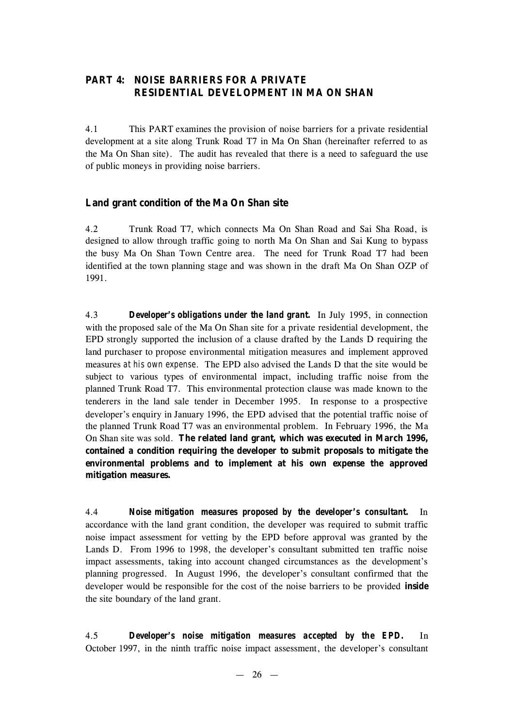## PART 4: NOISE BARRIERS FOR A PRIVATE RESIDENTIAL DEVELOPMENT IN MA ON SHAN

4.1 This PART examines the provision of noise barriers for a private residential development at a site along Trunk Road T7 in Ma On Shan (hereinafter referred to as the Ma On Shan site). The audit has revealed that there is a need to safeguard the use of public moneys in providing noise barriers.

### Land grant condition of the Ma On Shan site

4.2 Trunk Road T7, which connects Ma On Shan Road and Sai Sha Road, is designed to allow through traffic going to north Ma On Shan and Sai Kung to bypass the busy Ma On Shan Town Centre area. The need for Trunk Road T7 had been identified at the town planning stage and was shown in the draft Ma On Shan OZP of 1991.

4.3 ***Developer's obligations under the land grant.*** In July 1995, in connection with the proposed sale of the Ma On Shan site for a private residential development, the EPD strongly supported the inclusion of a clause drafted by the Lands D requiring the land purchaser to propose environmental mitigation measures and implement approved measures *at his own expense*. The EPD also advised the Lands D that the site would be subject to various types of environmental impact, including traffic noise from the planned Trunk Road T7. This environmental protection clause was made known to the tenderers in the land sale tender in December 1995. In response to a prospective developer's enquiry in January 1996, the EPD advised that the potential traffic noise of the planned Trunk Road T7 was an environmental problem. In February 1996, the Ma On Shan site was sold. **The related land grant, which was executed in March 1996, contained a condition requiring the developer to submit proposals to mitigate the environmental problems and to implement at his own expense the approved mitigation measures.**

4.4 ***Noise mitigation measures proposed by the developer's consultant.*** In accordance with the land grant condition, the developer was required to submit traffic noise impact assessment for vetting by the EPD before approval was granted by the Lands D. From 1996 to 1998, the developer's consultant submitted ten traffic noise impact assessments, taking into account changed circumstances as the development's planning progressed. In August 1996, the developer's consultant confirmed that the developer would be responsible for the cost of the noise barriers to be provided **inside** the site boundary of the land grant.

4.5 ***Developer's noise mitigation measures accepted by the EPD.*** In October 1997, in the ninth traffic noise impact assessment, the developer's consultant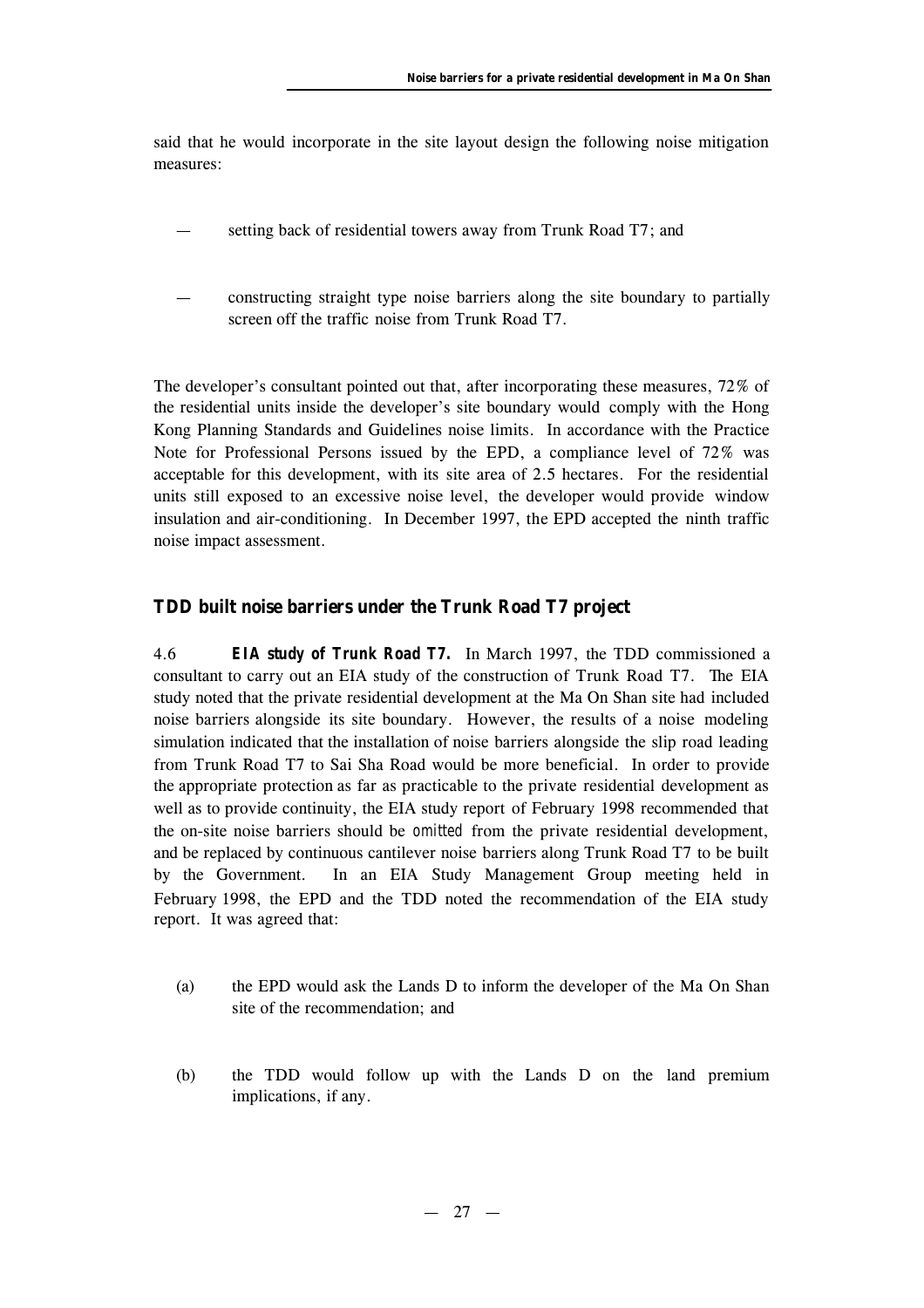said that he would incorporate in the site layout design the following noise mitigation measures:

- setting back of residential towers away from Trunk Road T7; and

- constructing straight type noise barriers along the site boundary to partially screen off the traffic noise from Trunk Road T7.

The developer's consultant pointed out that, after incorporating these measures, 72% of the residential units inside the developer's site boundary would comply with the Hong Kong Planning Standards and Guidelines noise limits. In accordance with the Practice Note for Professional Persons issued by the EPD, a compliance level of 72% was acceptable for this development, with its site area of 2.5 hectares. For the residential units still exposed to an excessive noise level, the developer would provide window insulation and air-conditioning. In December 1997, the EPD accepted the ninth traffic noise impact assessment.

### TDD built noise barriers under the Trunk Road T7 project

4.6 ***EIA study of Trunk Road T7.*** In March 1997, the TDD commissioned a consultant to carry out an EIA study of the construction of Trunk Road T7. The EIA study noted that the private residential development at the Ma On Shan site had included noise barriers alongside its site boundary. However, the results of a noise modeling simulation indicated that the installation of noise barriers alongside the slip road leading from Trunk Road T7 to Sai Sha Road would be more beneficial. In order to provide the appropriate protection as far as practicable to the private residential development as well as to provide continuity, the EIA study report of February 1998 recommended that the on-site noise barriers should be *omitted* from the private residential development, and be replaced by continuous cantilever noise barriers along Trunk Road T7 to be built by the Government. In an EIA Study Management Group meeting held in February 1998, the EPD and the TDD noted the recommendation of the EIA study report. It was agreed that:

(a) the EPD would ask the Lands D to inform the developer of the Ma On Shan site of the recommendation; and

(b) the TDD would follow up with the Lands D on the land premium implications, if any.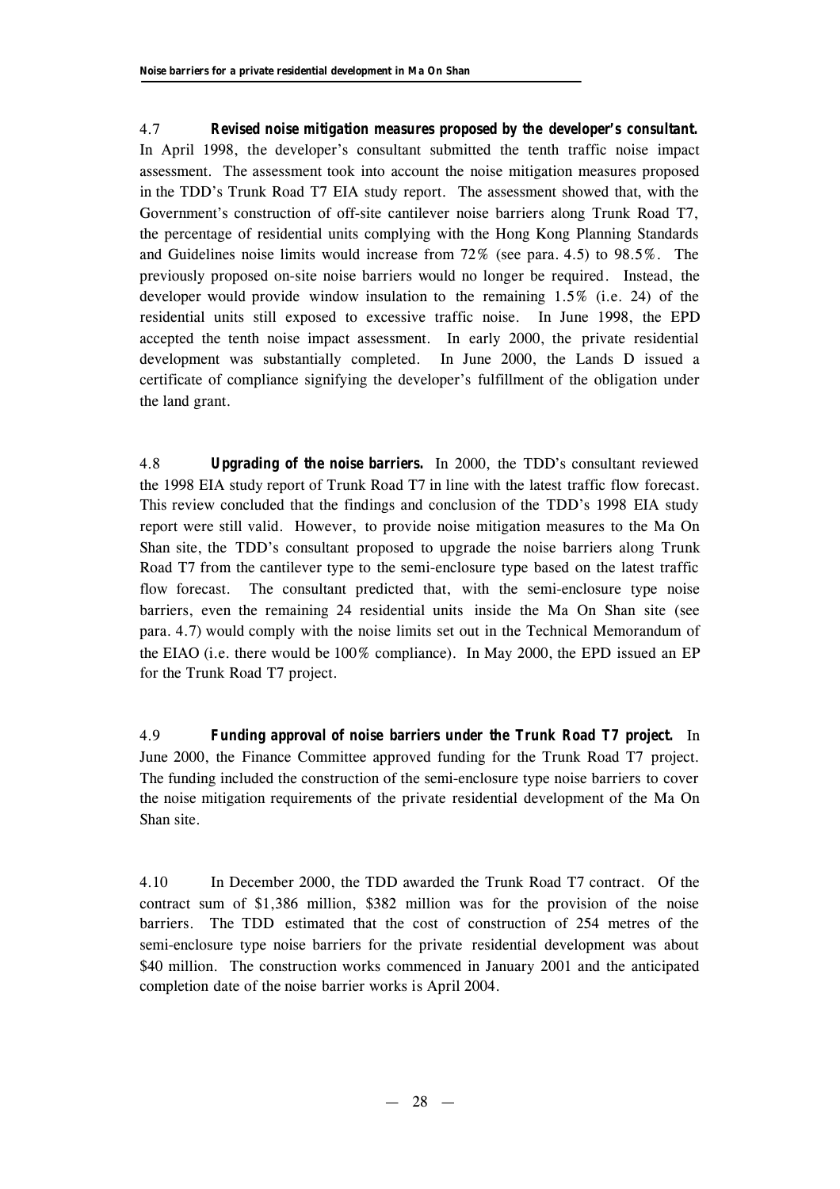4.7 ***Revised noise mitigation measures proposed by the developer's consultant.*** In April 1998, the developer's consultant submitted the tenth traffic noise impact assessment. The assessment took into account the noise mitigation measures proposed in the TDD's Trunk Road T7 EIA study report. The assessment showed that, with the Government's construction of off-site cantilever noise barriers along Trunk Road T7, the percentage of residential units complying with the Hong Kong Planning Standards and Guidelines noise limits would increase from 72% (see para. 4.5) to 98.5%. The previously proposed on-site noise barriers would no longer be required. Instead, the developer would provide window insulation to the remaining 1.5% (i.e. 24) of the residential units still exposed to excessive traffic noise. In June 1998, the EPD accepted the tenth noise impact assessment. In early 2000, the private residential development was substantially completed. In June 2000, the Lands D issued a certificate of compliance signifying the developer's fulfillment of the obligation under the land grant.

4.8 ***Upgrading of the noise barriers.*** In 2000, the TDD's consultant reviewed the 1998 EIA study report of Trunk Road T7 in line with the latest traffic flow forecast. This review concluded that the findings and conclusion of the TDD's 1998 EIA study report were still valid. However, to provide noise mitigation measures to the Ma On Shan site, the TDD's consultant proposed to upgrade the noise barriers along Trunk Road T7 from the cantilever type to the semi-enclosure type based on the latest traffic flow forecast. The consultant predicted that, with the semi-enclosure type noise barriers, even the remaining 24 residential units inside the Ma On Shan site (see para. 4.7) would comply with the noise limits set out in the Technical Memorandum of the EIAO (i.e. there would be 100% compliance). In May 2000, the EPD issued an EP for the Trunk Road T7 project.

4.9 ***Funding approval of noise barriers under the Trunk Road T7 project.*** In June 2000, the Finance Committee approved funding for the Trunk Road T7 project. The funding included the construction of the semi-enclosure type noise barriers to cover the noise mitigation requirements of the private residential development of the Ma On Shan site.

4.10 In December 2000, the TDD awarded the Trunk Road T7 contract. Of the contract sum of $1,386 million, $382 million was for the provision of the noise barriers. The TDD estimated that the cost of construction of 254 metres of the semi-enclosure type noise barriers for the private residential development was about $40 million. The construction works commenced in January 2001 and the anticipated completion date of the noise barrier works is April 2004.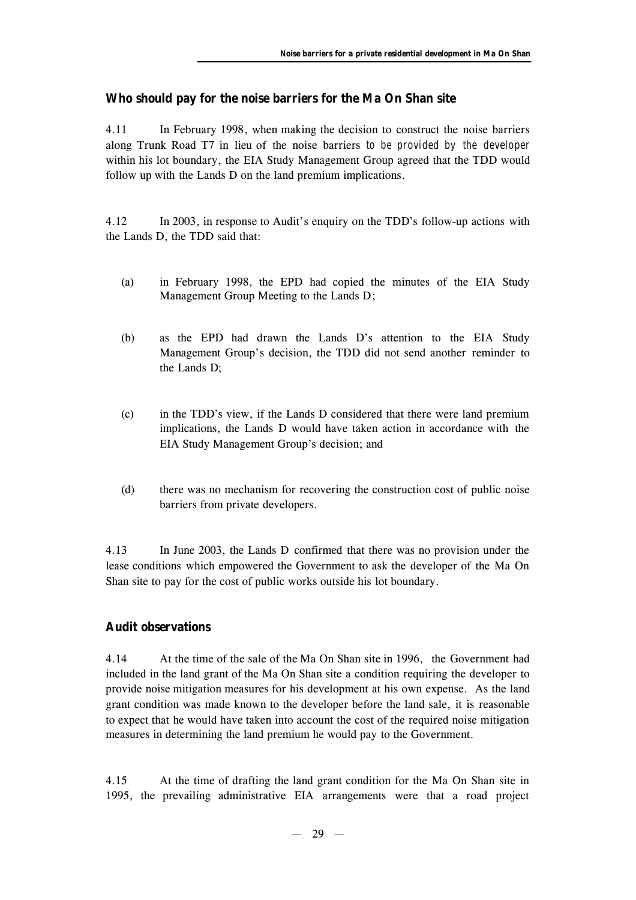### Who should pay for the noise barriers for the Ma On Shan site

4.11 In February 1998, when making the decision to construct the noise barriers along Trunk Road T7 in lieu of the noise barriers *to be provided by the developer* within his lot boundary, the EIA Study Management Group agreed that the TDD would follow up with the Lands D on the land premium implications.

4.12 In 2003, in response to Audit's enquiry on the TDD's follow-up actions with the Lands D, the TDD said that:

(a) in February 1998, the EPD had copied the minutes of the EIA Study Management Group Meeting to the Lands D;

(b) as the EPD had drawn the Lands D's attention to the EIA Study Management Group's decision, the TDD did not send another reminder to the Lands D;

(c) in the TDD's view, if the Lands D considered that there were land premium implications, the Lands D would have taken action in accordance with the EIA Study Management Group's decision; and

(d) there was no mechanism for recovering the construction cost of public noise barriers from private developers.

4.13 In June 2003, the Lands D confirmed that there was no provision under the lease conditions which empowered the Government to ask the developer of the Ma On Shan site to pay for the cost of public works outside his lot boundary.

### Audit observations

4.14 At the time of the sale of the Ma On Shan site in 1996, the Government had included in the land grant of the Ma On Shan site a condition requiring the developer to provide noise mitigation measures for his development at his own expense. As the land grant condition was made known to the developer before the land sale, it is reasonable to expect that he would have taken into account the cost of the required noise mitigation measures in determining the land premium he would pay to the Government.

4.15 At the time of drafting the land grant condition for the Ma On Shan site in 1995, the prevailing administrative EIA arrangements were that a road project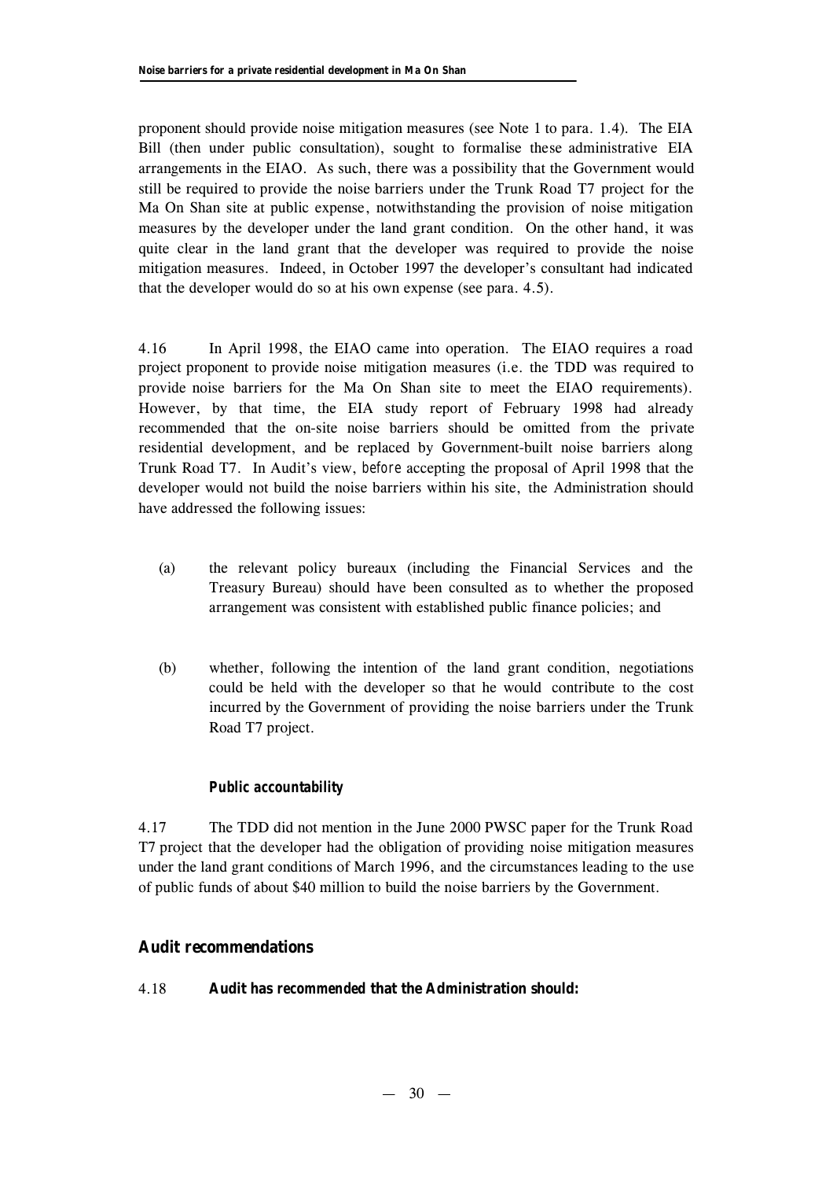proponent should provide noise mitigation measures (see Note 1 to para. 1.4). The EIA Bill (then under public consultation), sought to formalise these administrative EIA arrangements in the EIAO. As such, there was a possibility that the Government would still be required to provide the noise barriers under the Trunk Road T7 project for the Ma On Shan site at public expense, notwithstanding the provision of noise mitigation measures by the developer under the land grant condition. On the other hand, it was quite clear in the land grant that the developer was required to provide the noise mitigation measures. Indeed, in October 1997 the developer's consultant had indicated that the developer would do so at his own expense (see para. 4.5).

4.16 In April 1998, the EIAO came into operation. The EIAO requires a road project proponent to provide noise mitigation measures (i.e. the TDD was required to provide noise barriers for the Ma On Shan site to meet the EIAO requirements). However, by that time, the EIA study report of February 1998 had already recommended that the on-site noise barriers should be omitted from the private residential development, and be replaced by Government-built noise barriers along Trunk Road T7. In Audit's view, *before* accepting the proposal of April 1998 that the developer would not build the noise barriers within his site, the Administration should have addressed the following issues:

(a) the relevant policy bureaux (including the Financial Services and the Treasury Bureau) should have been consulted as to whether the proposed arrangement was consistent with established public finance policies; and

(b) whether, following the intention of the land grant condition, negotiations could be held with the developer so that he would contribute to the cost incurred by the Government of providing the noise barriers under the Trunk Road T7 project.

### *Public accountability*

4.17 The TDD did not mention in the June 2000 PWSC paper for the Trunk Road T7 project that the developer had the obligation of providing noise mitigation measures under the land grant conditions of March 1996, and the circumstances leading to the use of public funds of about \$40 million to build the noise barriers by the Government.

## Audit recommendations

4.18 **Audit has *recommended* that the Administration should:**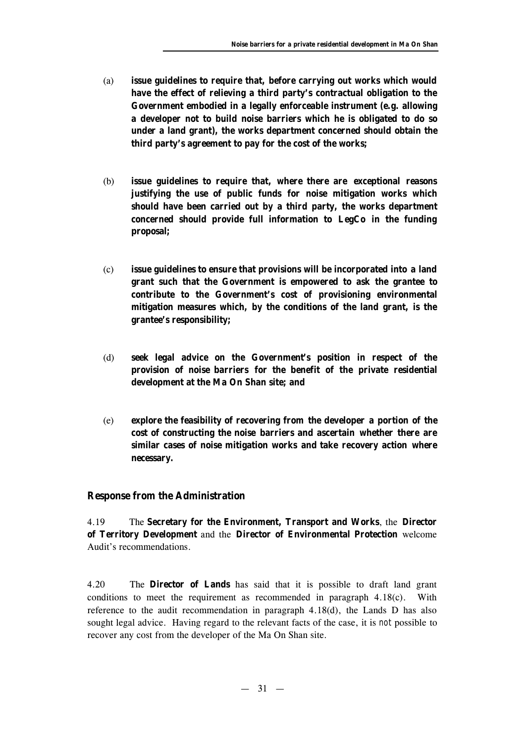(a) **issue guidelines to require that, before carrying out works which would have the effect of relieving a third party's contractual obligation to the Government embodied in a legally enforceable instrument (e.g. allowing a developer not to build noise barriers which he is obligated to do so under a land grant), the works department concerned should obtain the third party's agreement to pay for the cost of the works;**

(b) **issue guidelines to require that, where there are exceptional reasons justifying the use of public funds for noise mitigation works which should have been carried out by a third party, the works department concerned should provide full information to LegCo in the funding proposal;**

(c) **issue guidelines to ensure that provisions will be incorporated into a land grant such that the Government is empowered to ask the grantee to contribute to the Government's cost of provisioning environmental mitigation measures which, by the conditions of the land grant, is the grantee's responsibility;**

(d) **seek legal advice on the Government's position in respect of the provision of noise barriers for the benefit of the private residential development at the Ma On Shan site; and**

(e) **explore the feasibility of recovering from the developer a portion of the cost of constructing the noise barriers and ascertain whether there are similar cases of noise mitigation works and take recovery action where necessary.**

### Response from the Administration

4.19 The **Secretary for the Environment, Transport and Works**, the **Director of Territory Development** and the **Director of Environmental Protection** welcome Audit's recommendations.

4.20 The **Director of Lands** has said that it is possible to draft land grant conditions to meet the requirement as recommended in paragraph 4.18(c). With reference to the audit recommendation in paragraph 4.18(d), the Lands D has also sought legal advice. Having regard to the relevant facts of the case, it is *not* possible to recover any cost from the developer of the Ma On Shan site.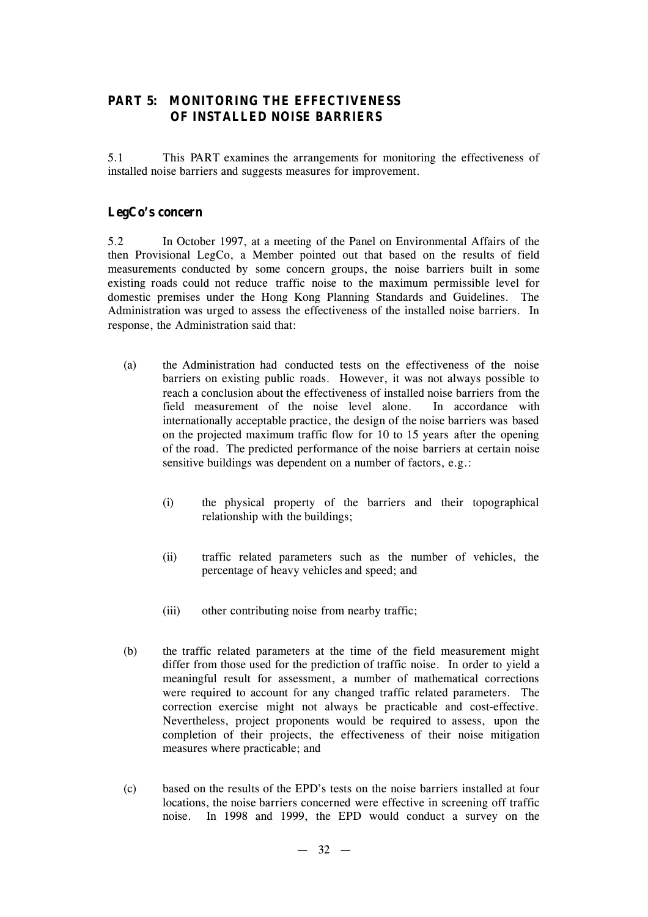## PART 5: MONITORING THE EFFECTIVENESS OF INSTALLED NOISE BARRIERS

5.1 This PART examines the arrangements for monitoring the effectiveness of installed noise barriers and suggests measures for improvement.

### LegCo's concern

5.2 In October 1997, at a meeting of the Panel on Environmental Affairs of the then Provisional LegCo, a Member pointed out that based on the results of field measurements conducted by some concern groups, the noise barriers built in some existing roads could not reduce traffic noise to the maximum permissible level for domestic premises under the Hong Kong Planning Standards and Guidelines. The Administration was urged to assess the effectiveness of the installed noise barriers. In response, the Administration said that:

(a) the Administration had conducted tests on the effectiveness of the noise barriers on existing public roads. However, it was not always possible to reach a conclusion about the effectiveness of installed noise barriers from the field measurement of the noise level alone. In accordance with internationally acceptable practice, the design of the noise barriers was based on the projected maximum traffic flow for 10 to 15 years after the opening of the road. The predicted performance of the noise barriers at certain noise sensitive buildings was dependent on a number of factors, e.g.:

   (i) the physical property of the barriers and their topographical relationship with the buildings;

   (ii) traffic related parameters such as the number of vehicles, the percentage of heavy vehicles and speed; and

   (iii) other contributing noise from nearby traffic;

(b) the traffic related parameters at the time of the field measurement might differ from those used for the prediction of traffic noise. In order to yield a meaningful result for assessment, a number of mathematical corrections were required to account for any changed traffic related parameters. The correction exercise might not always be practicable and cost-effective. Nevertheless, project proponents would be required to assess, upon the completion of their projects, the effectiveness of their noise mitigation measures where practicable; and

(c) based on the results of the EPD's tests on the noise barriers installed at four locations, the noise barriers concerned were effective in screening off traffic noise. In 1998 and 1999, the EPD would conduct a survey on the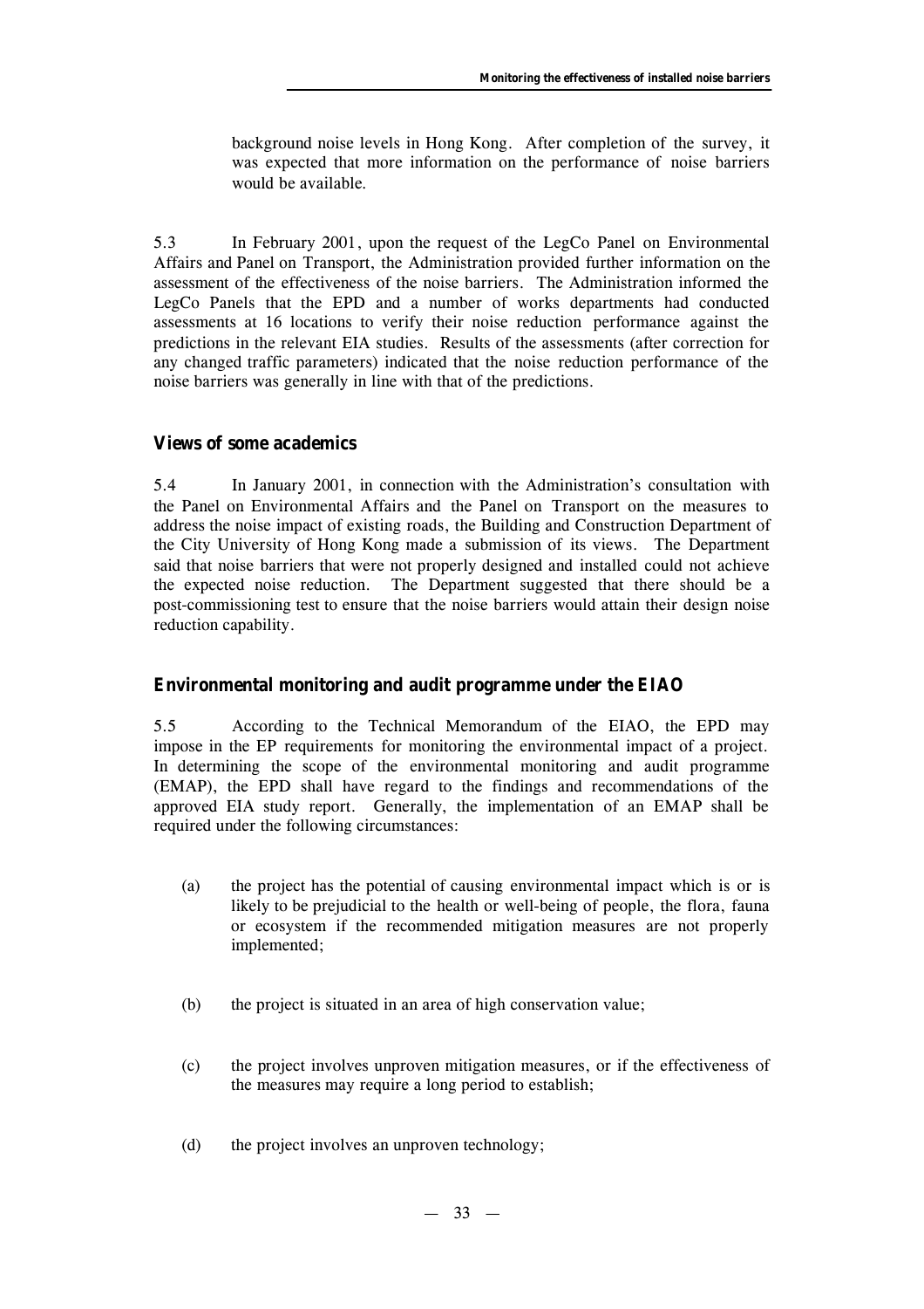background noise levels in Hong Kong. After completion of the survey, it was expected that more information on the performance of noise barriers would be available.

5.3 In February 2001, upon the request of the LegCo Panel on Environmental Affairs and Panel on Transport, the Administration provided further information on the assessment of the effectiveness of the noise barriers. The Administration informed the LegCo Panels that the EPD and a number of works departments had conducted assessments at 16 locations to verify their noise reduction performance against the predictions in the relevant EIA studies. Results of the assessments (after correction for any changed traffic parameters) indicated that the noise reduction performance of the noise barriers was generally in line with that of the predictions.

**Views of some academics**

5.4 In January 2001, in connection with the Administration's consultation with the Panel on Environmental Affairs and the Panel on Transport on the measures to address the noise impact of existing roads, the Building and Construction Department of the City University of Hong Kong made a submission of its views. The Department said that noise barriers that were not properly designed and installed could not achieve the expected noise reduction. The Department suggested that there should be a post-commissioning test to ensure that the noise barriers would attain their design noise reduction capability.

**Environmental monitoring and audit programme under the EIAO**

5.5 According to the Technical Memorandum of the EIAO, the EPD may impose in the EP requirements for monitoring the environmental impact of a project. In determining the scope of the environmental monitoring and audit programme (EMAP), the EPD shall have regard to the findings and recommendations of the approved EIA study report. Generally, the implementation of an EMAP shall be required under the following circumstances:

(a) the project has the potential of causing environmental impact which is or is likely to be prejudicial to the health or well-being of people, the flora, fauna or ecosystem if the recommended mitigation measures are not properly implemented;

(b) the project is situated in an area of high conservation value;

(c) the project involves unproven mitigation measures, or if the effectiveness of the measures may require a long period to establish;

(d) the project involves an unproven technology;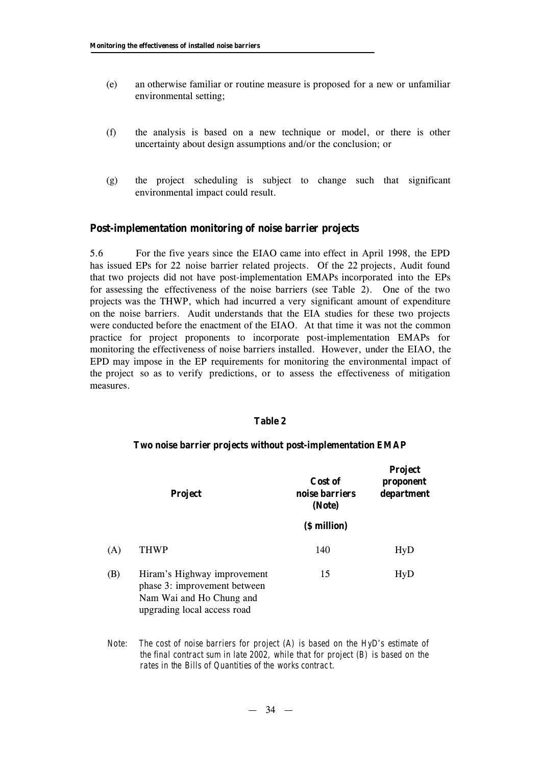(e) an otherwise familiar or routine measure is proposed for a new or unfamiliar environmental setting;

(f) the analysis is based on a new technique or model, or there is other uncertainty about design assumptions and/or the conclusion; or

(g) the project scheduling is subject to change such that significant environmental impact could result.

## Post-implementation monitoring of noise barrier projects

5.6 For the five years since the EIAO came into effect in April 1998, the EPD has issued EPs for 22 noise barrier related projects. Of the 22 projects, Audit found that two projects did not have post-implementation EMAPs incorporated into the EPs for assessing the effectiveness of the noise barriers (see Table 2). One of the two projects was the THWP, which had incurred a very significant amount of expenditure on the noise barriers. Audit understands that the EIA studies for these two projects were conducted before the enactment of the EIAO. At that time it was not the common practice for project proponents to incorporate post-implementation EMAPs for monitoring the effectiveness of noise barriers installed. However, under the EIAO, the EPD may impose in the EP requirements for monitoring the environmental impact of the project so as to verify predictions, or to assess the effectiveness of mitigation measures.

**Table 2**

**Two noise barrier projects without post-implementation EMAP**

| | Project | Cost of noise barriers (Note) ($ million) | Project proponent department |
|---|---|---|---|
| (A) | THWP | 140 | HyD |
| (B) | Hiram's Highway improvement phase 3: improvement between Nam Wai and Ho Chung and upgrading local access road | 15 | HyD |

*Note: The cost of noise barriers for project (A) is based on the HyD's estimate of the final contract sum in late 2002, while that for project (B) is based on the rates in the Bills of Quantities of the works contract.*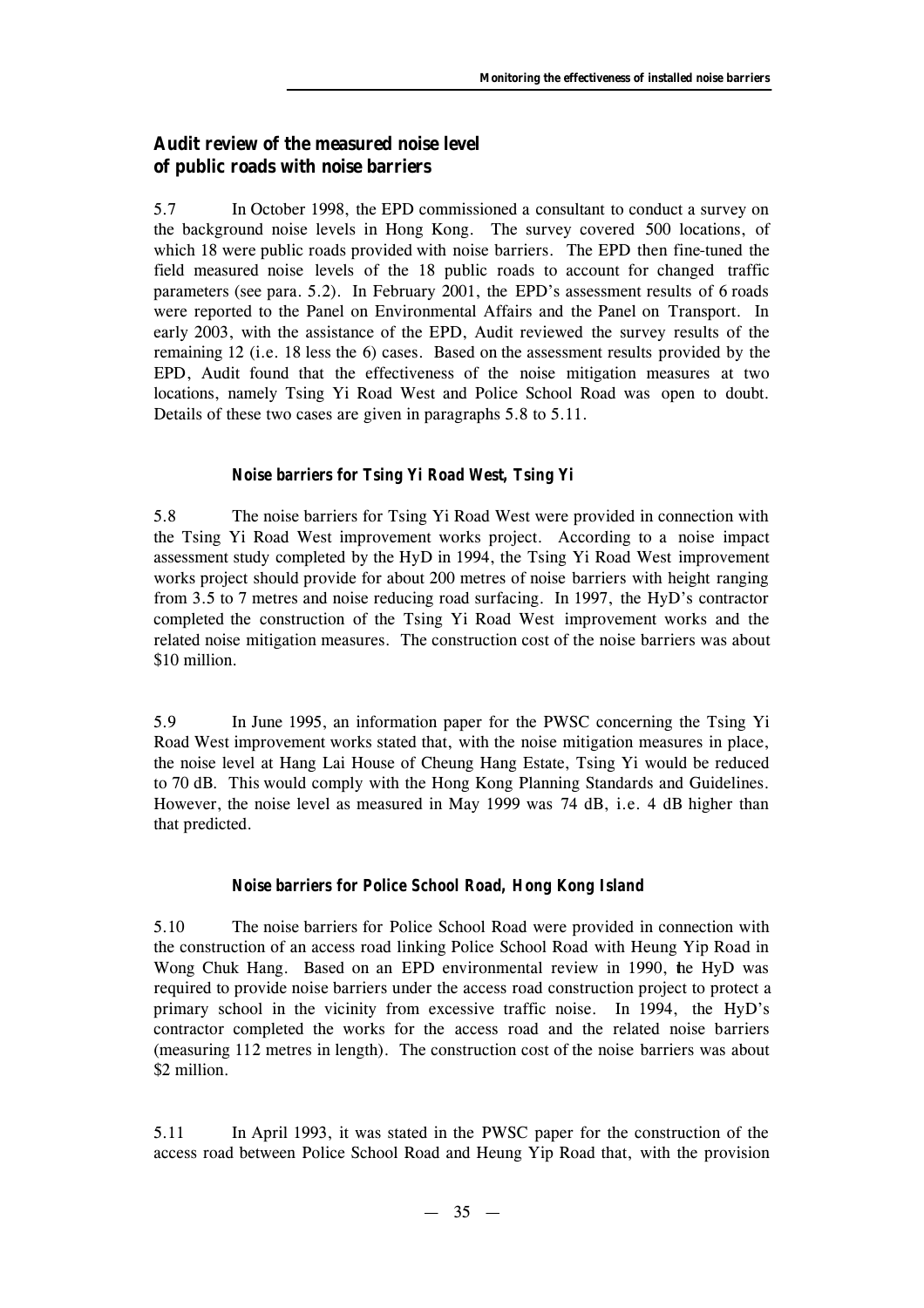## Audit review of the measured noise level of public roads with noise barriers

5.7 In October 1998, the EPD commissioned a consultant to conduct a survey on the background noise levels in Hong Kong. The survey covered 500 locations, of which 18 were public roads provided with noise barriers. The EPD then fine-tuned the field measured noise levels of the 18 public roads to account for changed traffic parameters (see para. 5.2). In February 2001, the EPD's assessment results of 6 roads were reported to the Panel on Environmental Affairs and the Panel on Transport. In early 2003, with the assistance of the EPD, Audit reviewed the survey results of the remaining 12 (i.e. 18 less the 6) cases. Based on the assessment results provided by the EPD, Audit found that the effectiveness of the noise mitigation measures at two locations, namely Tsing Yi Road West and Police School Road was open to doubt. Details of these two cases are given in paragraphs 5.8 to 5.11.

### *Noise barriers for Tsing Yi Road West, Tsing Yi*

5.8 The noise barriers for Tsing Yi Road West were provided in connection with the Tsing Yi Road West improvement works project. According to a noise impact assessment study completed by the HyD in 1994, the Tsing Yi Road West improvement works project should provide for about 200 metres of noise barriers with height ranging from 3.5 to 7 metres and noise reducing road surfacing. In 1997, the HyD's contractor completed the construction of the Tsing Yi Road West improvement works and the related noise mitigation measures. The construction cost of the noise barriers was about \$10 million.

5.9 In June 1995, an information paper for the PWSC concerning the Tsing Yi Road West improvement works stated that, with the noise mitigation measures in place, the noise level at Hang Lai House of Cheung Hang Estate, Tsing Yi would be reduced to 70 dB. This would comply with the Hong Kong Planning Standards and Guidelines. However, the noise level as measured in May 1999 was 74 dB, i.e. 4 dB higher than that predicted.

### *Noise barriers for Police School Road, Hong Kong Island*

5.10 The noise barriers for Police School Road were provided in connection with the construction of an access road linking Police School Road with Heung Yip Road in Wong Chuk Hang. Based on an EPD environmental review in 1990, the HyD was required to provide noise barriers under the access road construction project to protect a primary school in the vicinity from excessive traffic noise. In 1994, the HyD's contractor completed the works for the access road and the related noise barriers (measuring 112 metres in length). The construction cost of the noise barriers was about \$2 million.

5.11 In April 1993, it was stated in the PWSC paper for the construction of the access road between Police School Road and Heung Yip Road that, with the provision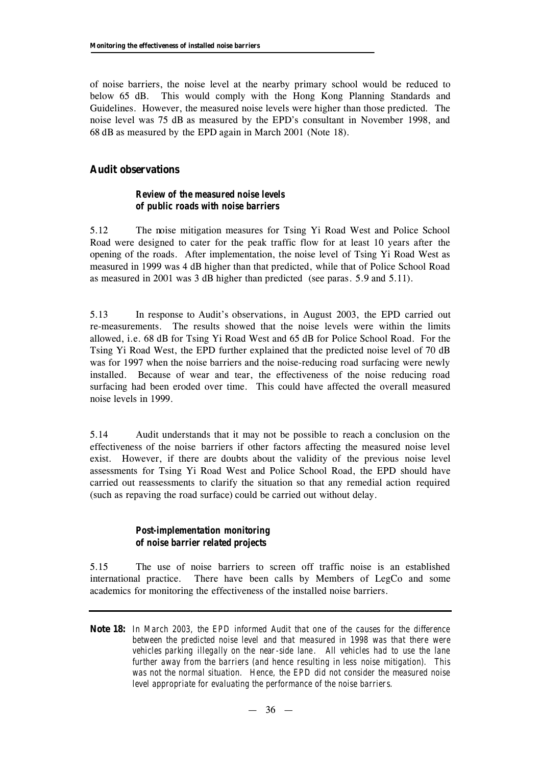of noise barriers, the noise level at the nearby primary school would be reduced to below 65 dB. This would comply with the Hong Kong Planning Standards and Guidelines. However, the measured noise levels were higher than those predicted. The noise level was 75 dB as measured by the EPD's consultant in November 1998, and 68 dB as measured by the EPD again in March 2001 (Note 18).

## Audit observations

### *Review of the measured noise levels of public roads with noise barriers*

5.12 The noise mitigation measures for Tsing Yi Road West and Police School Road were designed to cater for the peak traffic flow for at least 10 years after the opening of the roads. After implementation, the noise level of Tsing Yi Road West as measured in 1999 was 4 dB higher than that predicted, while that of Police School Road as measured in 2001 was 3 dB higher than predicted (see paras. 5.9 and 5.11).

5.13 In response to Audit's observations, in August 2003, the EPD carried out re-measurements. The results showed that the noise levels were within the limits allowed, i.e. 68 dB for Tsing Yi Road West and 65 dB for Police School Road. For the Tsing Yi Road West, the EPD further explained that the predicted noise level of 70 dB was for 1997 when the noise barriers and the noise-reducing road surfacing were newly installed. Because of wear and tear, the effectiveness of the noise reducing road surfacing had been eroded over time. This could have affected the overall measured noise levels in 1999.

5.14 Audit understands that it may not be possible to reach a conclusion on the effectiveness of the noise barriers if other factors affecting the measured noise level exist. However, if there are doubts about the validity of the previous noise level assessments for Tsing Yi Road West and Police School Road, the EPD should have carried out reassessments to clarify the situation so that any remedial action required (such as repaving the road surface) could be carried out without delay.

### *Post-implementation monitoring of noise barrier related projects*

5.15 The use of noise barriers to screen off traffic noise is an established international practice. There have been calls by Members of LegCo and some academics for monitoring the effectiveness of the installed noise barriers.

---

**Note 18:** *In March 2003, the EPD informed Audit that one of the causes for the difference between the predicted noise level and that measured in 1998 was that there were vehicles parking illegally on the near-side lane. All vehicles had to use the lane further away from the barriers (and hence resulting in less noise mitigation). This was not the normal situation. Hence, the EPD did not consider the measured noise level appropriate for evaluating the performance of the noise barriers.*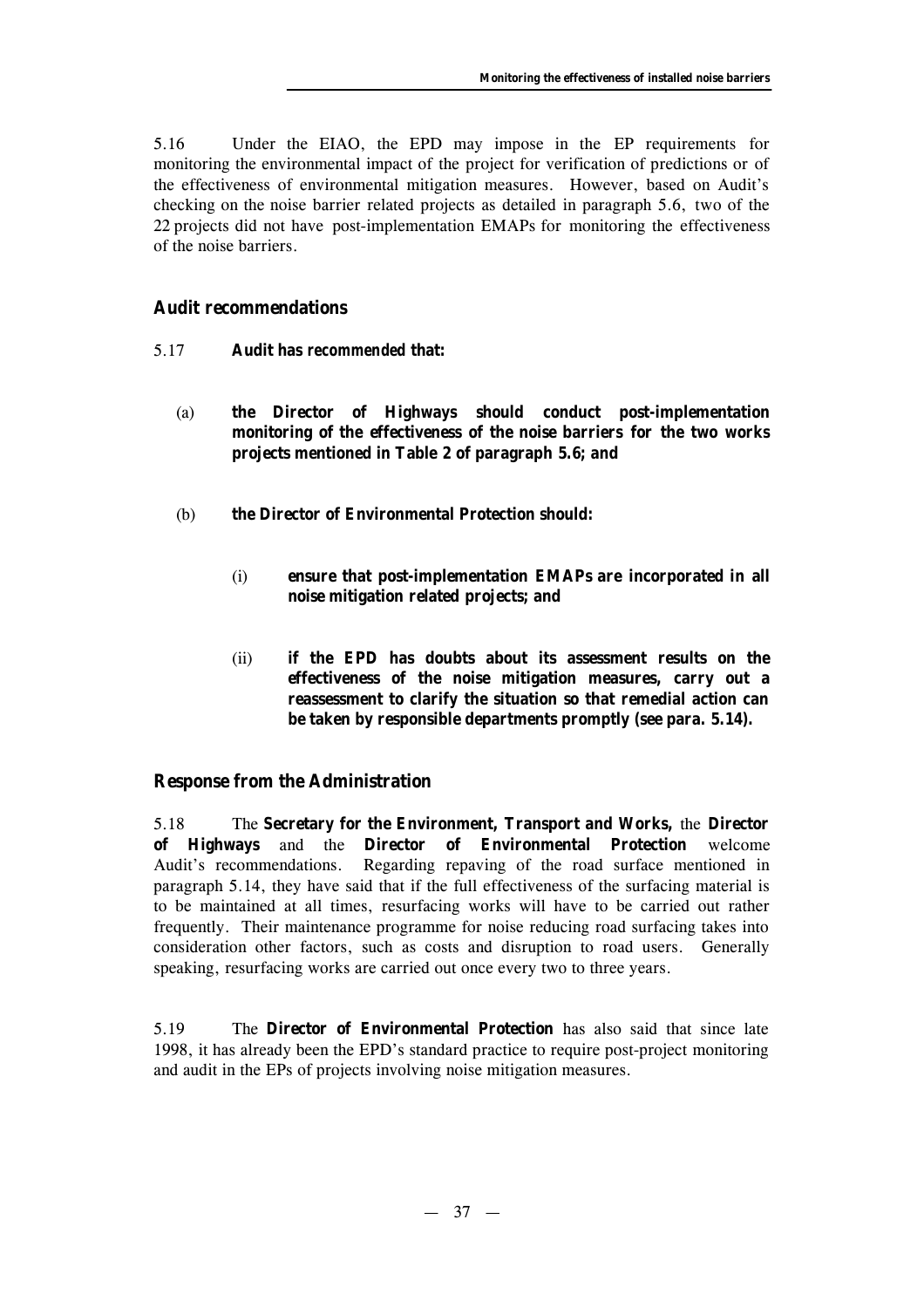5.16 Under the EIAO, the EPD may impose in the EP requirements for monitoring the environmental impact of the project for verification of predictions or of the effectiveness of environmental mitigation measures. However, based on Audit's checking on the noise barrier related projects as detailed in paragraph 5.6, two of the 22 projects did not have post-implementation EMAPs for monitoring the effectiveness of the noise barriers.

## Audit recommendations

5.17 **Audit has recommended that:**

(a) **the Director of Highways should conduct post-implementation monitoring of the effectiveness of the noise barriers for the two works projects mentioned in Table 2 of paragraph 5.6; and**

(b) **the Director of Environmental Protection should:**

(i) **ensure that post-implementation EMAPs are incorporated in all noise mitigation related projects; and**

(ii) **if the EPD has doubts about its assessment results on the effectiveness of the noise mitigation measures, carry out a reassessment to clarify the situation so that remedial action can be taken by responsible departments promptly (see para. 5.14).**

## Response from the Administration

5.18 The **Secretary for the Environment, Transport and Works,** the **Director of Highways** and the **Director of Environmental Protection** welcome Audit's recommendations. Regarding repaving of the road surface mentioned in paragraph 5.14, they have said that if the full effectiveness of the surfacing material is to be maintained at all times, resurfacing works will have to be carried out rather frequently. Their maintenance programme for noise reducing road surfacing takes into consideration other factors, such as costs and disruption to road users. Generally speaking, resurfacing works are carried out once every two to three years.

5.19 The **Director of Environmental Protection** has also said that since late 1998, it has already been the EPD's standard practice to require post-project monitoring and audit in the EPs of projects involving noise mitigation measures.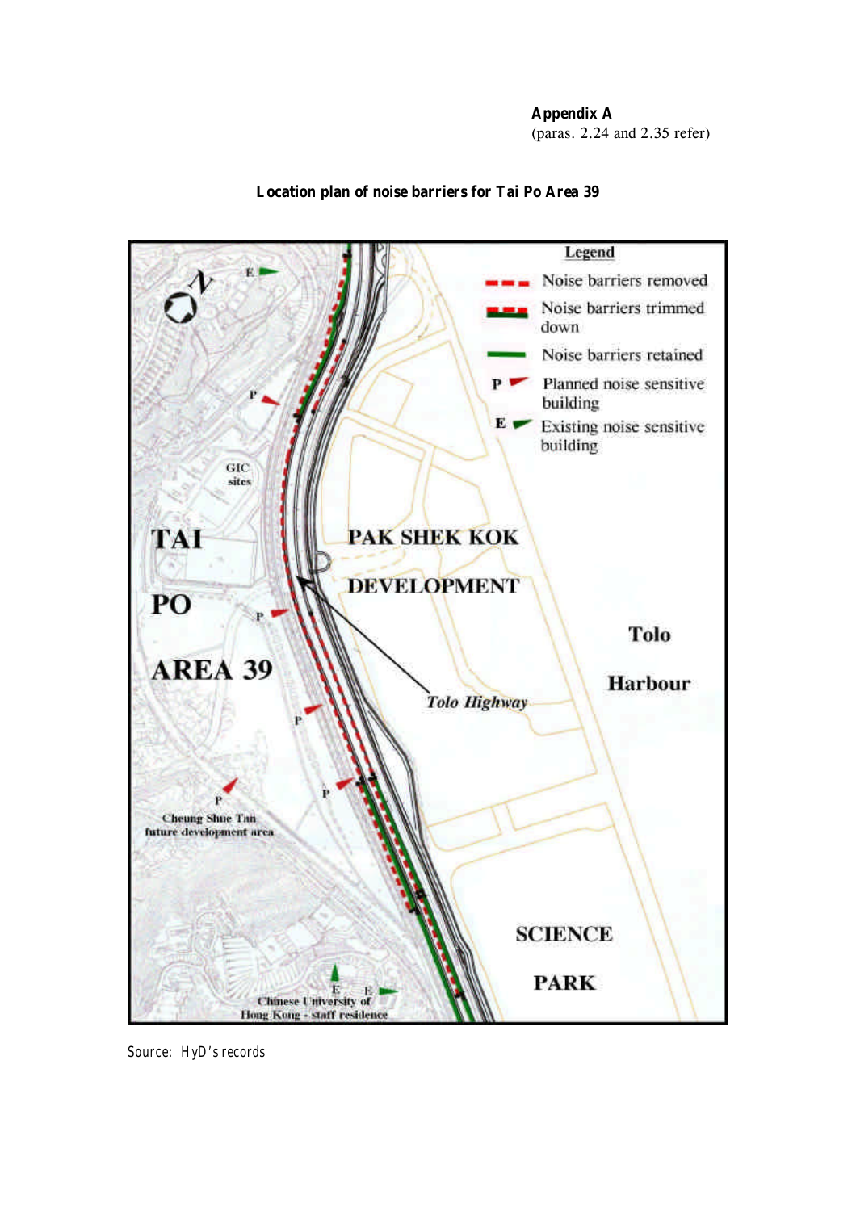**Appendix A**
(paras. 2.24 and 2.35 refer)

**Location plan of noise barriers for Tai Po Area 39**

Source: HyD's records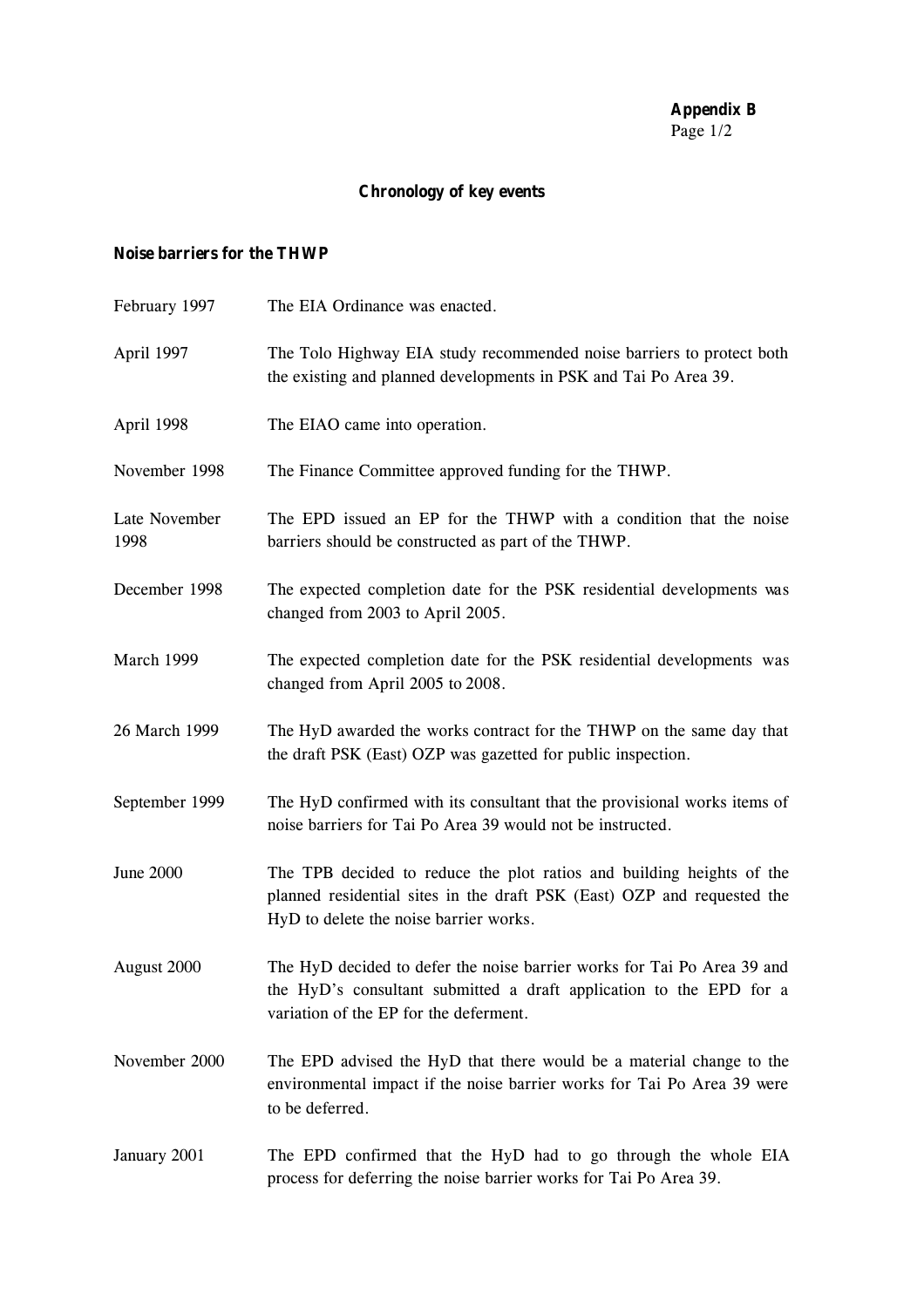**Appendix B**

## Chronology of key events

### Noise barriers for the THWP

| | |
|---|---|
| February 1997 | The EIA Ordinance was enacted. |
| April 1997 | The Tolo Highway EIA study recommended noise barriers to protect both the existing and planned developments in PSK and Tai Po Area 39. |
| April 1998 | The EIAO came into operation. |
| November 1998 | The Finance Committee approved funding for the THWP. |
| Late November 1998 | The EPD issued an EP for the THWP with a condition that the noise barriers should be constructed as part of the THWP. |
| December 1998 | The expected completion date for the PSK residential developments was changed from 2003 to April 2005. |
| March 1999 | The expected completion date for the PSK residential developments was changed from April 2005 to 2008. |
| 26 March 1999 | The HyD awarded the works contract for the THWP on the same day that the draft PSK (East) OZP was gazetted for public inspection. |
| September 1999 | The HyD confirmed with its consultant that the provisional works items of noise barriers for Tai Po Area 39 would not be instructed. |
| June 2000 | The TPB decided to reduce the plot ratios and building heights of the planned residential sites in the draft PSK (East) OZP and requested the HyD to delete the noise barrier works. |
| August 2000 | The HyD decided to defer the noise barrier works for Tai Po Area 39 and the HyD's consultant submitted a draft application to the EPD for a variation of the EP for the deferment. |
| November 2000 | The EPD advised the HyD that there would be a material change to the environmental impact if the noise barrier works for Tai Po Area 39 were to be deferred. |
| January 2001 | The EPD confirmed that the HyD had to go through the whole EIA process for deferring the noise barrier works for Tai Po Area 39. |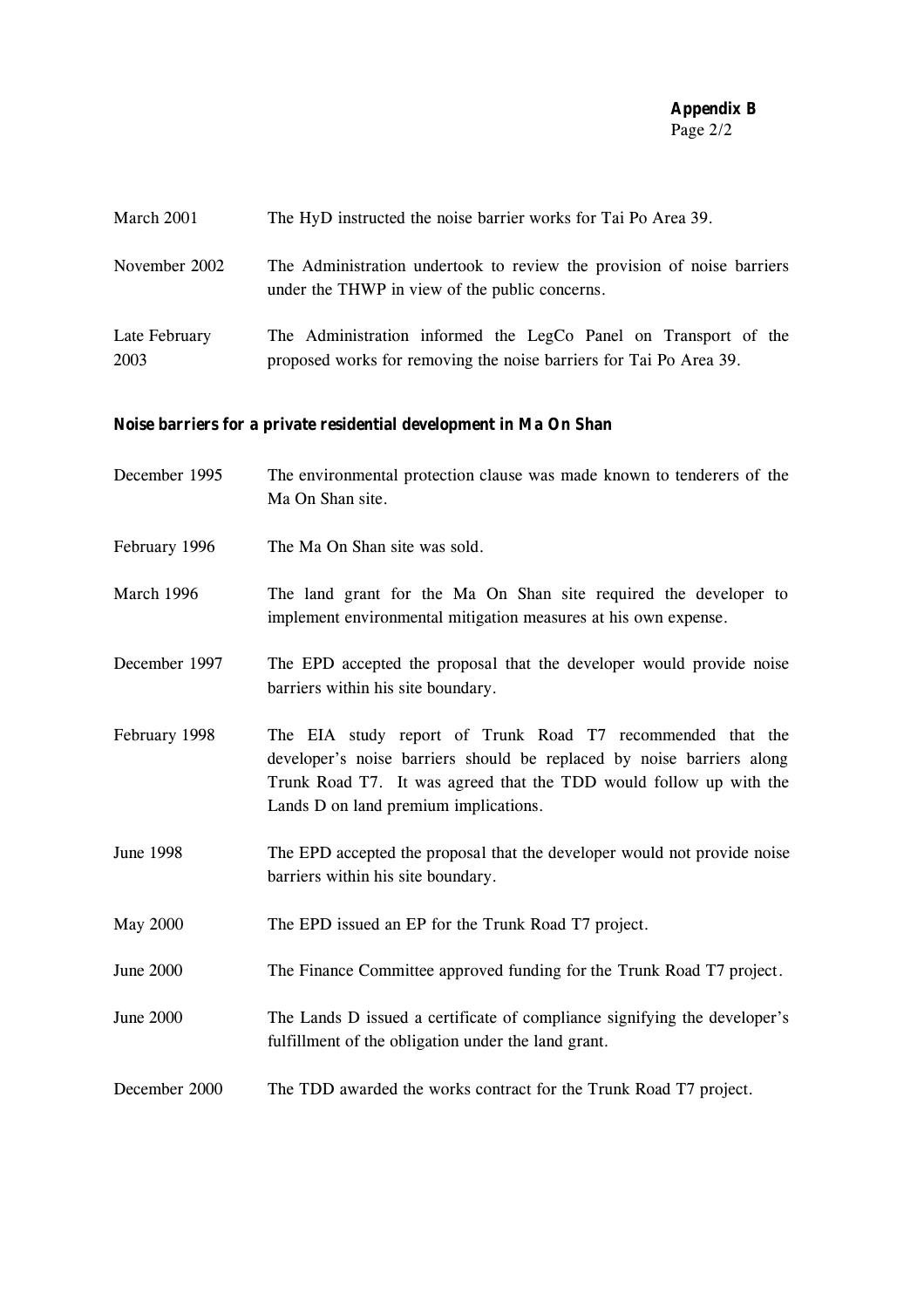**Appendix B**

| | |
|---|---|
| March 2001 | The HyD instructed the noise barrier works for Tai Po Area 39. |
| November 2002 | The Administration undertook to review the provision of noise barriers under the THWP in view of the public concerns. |
| Late February 2003 | The Administration informed the LegCo Panel on Transport of the proposed works for removing the noise barriers for Tai Po Area 39. |

**Noise barriers for a private residential development in Ma On Shan**

| | |
|---|---|
| December 1995 | The environmental protection clause was made known to tenderers of the Ma On Shan site. |
| February 1996 | The Ma On Shan site was sold. |
| March 1996 | The land grant for the Ma On Shan site required the developer to implement environmental mitigation measures at his own expense. |
| December 1997 | The EPD accepted the proposal that the developer would provide noise barriers within his site boundary. |
| February 1998 | The EIA study report of Trunk Road T7 recommended that the developer's noise barriers should be replaced by noise barriers along Trunk Road T7. It was agreed that the TDD would follow up with the Lands D on land premium implications. |
| June 1998 | The EPD accepted the proposal that the developer would not provide noise barriers within his site boundary. |
| May 2000 | The EPD issued an EP for the Trunk Road T7 project. |
| June 2000 | The Finance Committee approved funding for the Trunk Road T7 project. |
| June 2000 | The Lands D issued a certificate of compliance signifying the developer's fulfillment of the obligation under the land grant. |
| December 2000 | The TDD awarded the works contract for the Trunk Road T7 project. |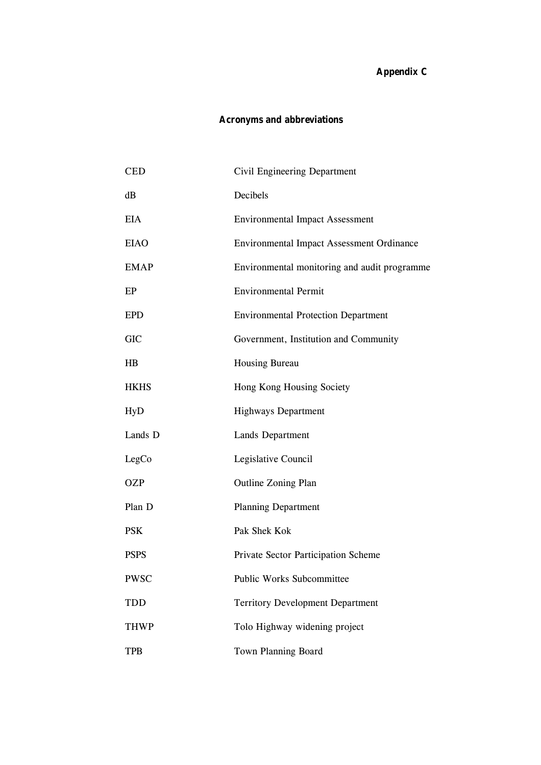**Appendix C**

## Acronyms and abbreviations

| | |
|---|---|
| CED | Civil Engineering Department |
| dB | Decibels |
| EIA | Environmental Impact Assessment |
| EIAO | Environmental Impact Assessment Ordinance |
| EMAP | Environmental monitoring and audit programme |
| EP | Environmental Permit |
| EPD | Environmental Protection Department |
| GIC | Government, Institution and Community |
| HB | Housing Bureau |
| HKHS | Hong Kong Housing Society |
| HyD | Highways Department |
| Lands D | Lands Department |
| LegCo | Legislative Council |
| OZP | Outline Zoning Plan |
| Plan D | Planning Department |
| PSK | Pak Shek Kok |
| PSPS | Private Sector Participation Scheme |
| PWSC | Public Works Subcommittee |
| TDD | Territory Development Department |
| THWP | Tolo Highway widening project |
| TPB | Town Planning Board |